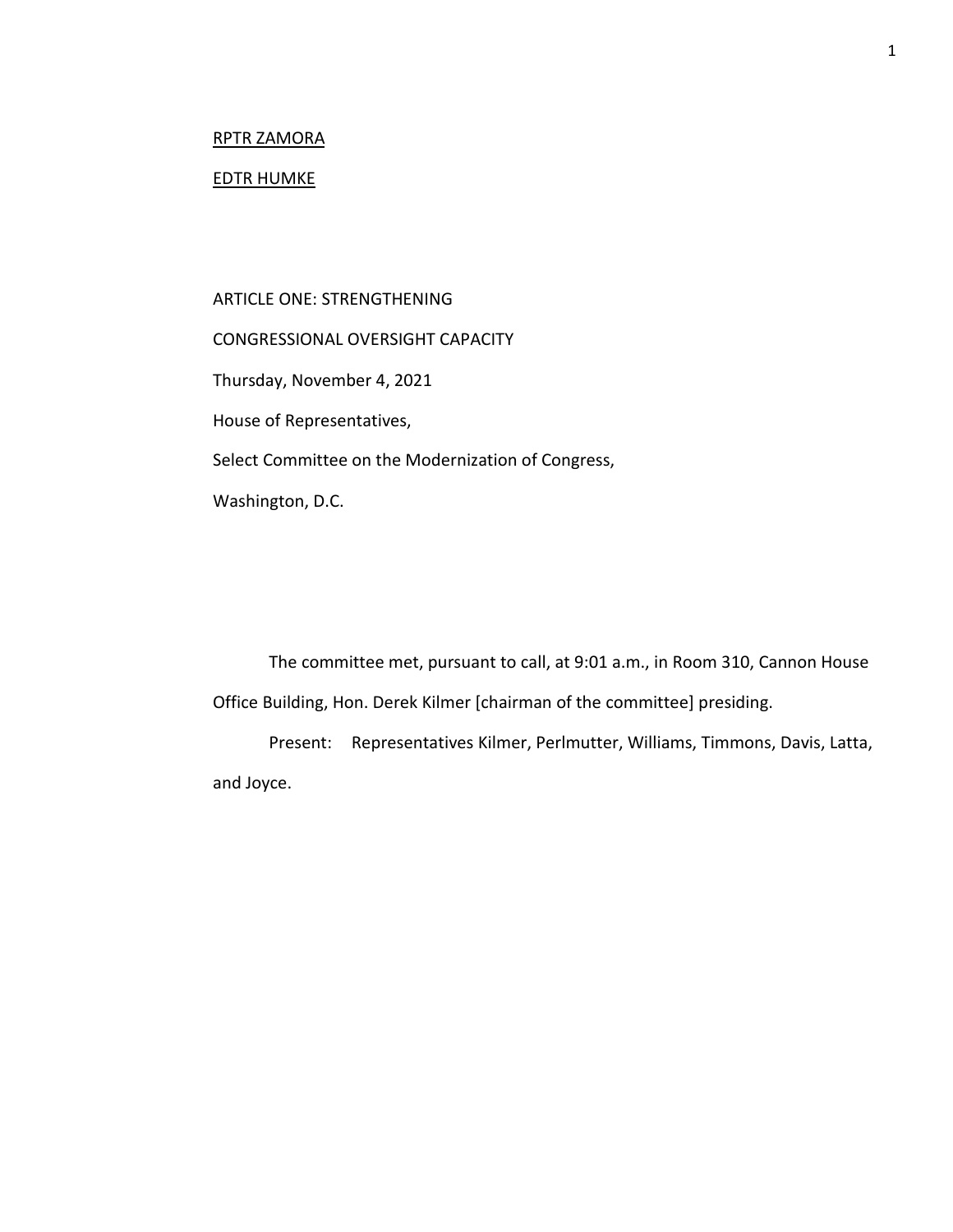<u>RPTR ZAMORA</u>

<u>EDTR HUMKE</u>

ARTICLE ONE: STRENGTHENING

CONGRESSIONAL OVERSIGHT CAPACITY

Thursday, November 4, 2021

House of Representatives,

Select Committee on the Modernization of Congress,

Washington, D.C.

The committee met, pursuant to call, at 9:01 a.m., in Room 310, Cannon House Office Building, Hon. Derek Kilmer [chairman of the committee] presiding.

Present: Representatives Kilmer, Perlmutter, Williams, Timmons, Davis, Latta, and Joyce.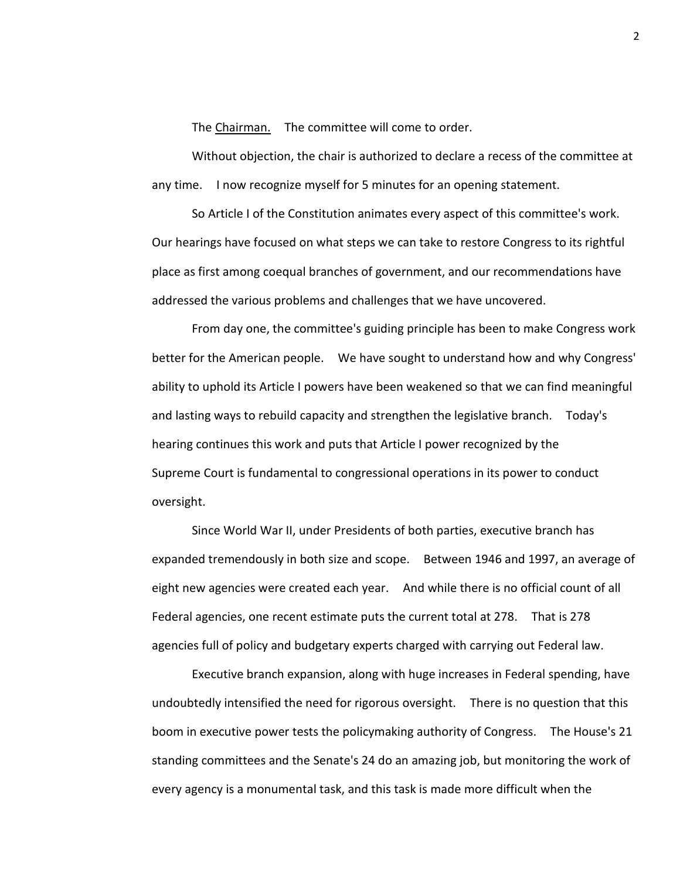The Chairman. The committee will come to order.

Without objection, the chair is authorized to declare a recess of the committee at any time. I now recognize myself for 5 minutes for an opening statement.

So Article I of the Constitution animates every aspect of this committee's work. Our hearings have focused on what steps we can take to restore Congress to its rightful place as first among coequal branches of government, and our recommendations have addressed the various problems and challenges that we have uncovered.

From day one, the committee's guiding principle has been to make Congress work better for the American people. We have sought to understand how and why Congress' ability to uphold its Article I powers have been weakened so that we can find meaningful and lasting ways to rebuild capacity and strengthen the legislative branch. Today's hearing continues this work and puts that Article I power recognized by the Supreme Court is fundamental to congressional operations in its power to conduct oversight.

Since World War II, under Presidents of both parties, executive branch has expanded tremendously in both size and scope. Between 1946 and 1997, an average of eight new agencies were created each year. And while there is no official count of all Federal agencies, one recent estimate puts the current total at 278. That is 278 agencies full of policy and budgetary experts charged with carrying out Federal law.

Executive branch expansion, along with huge increases in Federal spending, have undoubtedly intensified the need for rigorous oversight. There is no question that this boom in executive power tests the policymaking authority of Congress. The House's 21 standing committees and the Senate's 24 do an amazing job, but monitoring the work of every agency is a monumental task, and this task is made more difficult when the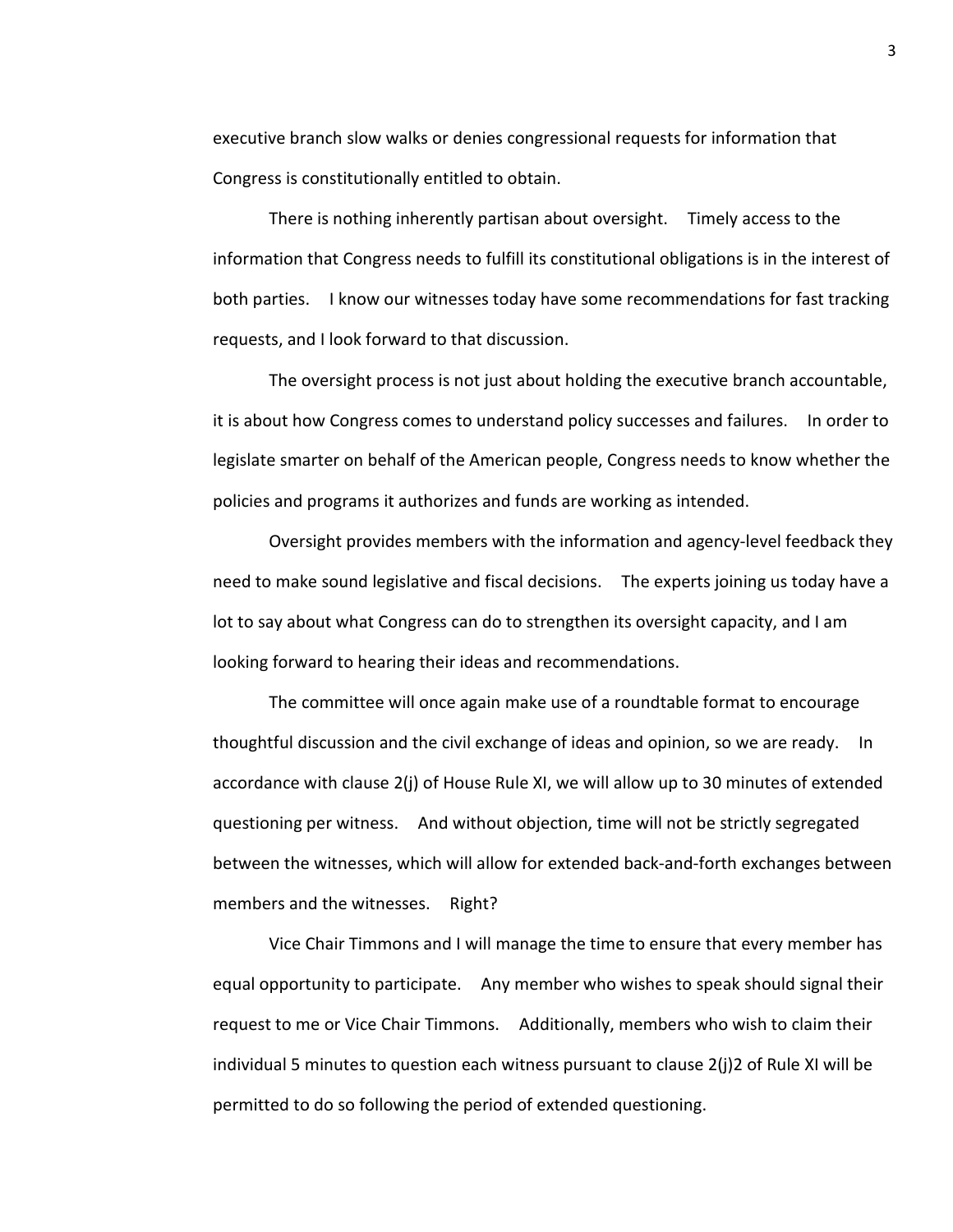executive branch slow walks or denies congressional requests for information that Congress is constitutionally entitled to obtain.

There is nothing inherently partisan about oversight. Timely access to the information that Congress needs to fulfill its constitutional obligations is in the interest of both parties. I know our witnesses today have some recommendations for fast tracking requests, and I look forward to that discussion.

The oversight process is not just about holding the executive branch accountable, it is about how Congress comes to understand policy successes and failures. In order to legislate smarter on behalf of the American people, Congress needs to know whether the policies and programs it authorizes and funds are working as intended.

Oversight provides members with the information and agency-level feedback they need to make sound legislative and fiscal decisions. The experts joining us today have a lot to say about what Congress can do to strengthen its oversight capacity, and I am looking forward to hearing their ideas and recommendations.

The committee will once again make use of a roundtable format to encourage thoughtful discussion and the civil exchange of ideas and opinion, so we are ready. In accordance with clause 2(j) of House Rule XI, we will allow up to 30 minutes of extended questioning per witness. And without objection, time will not be strictly segregated between the witnesses, which will allow for extended back-and-forth exchanges between members and the witnesses. Right?

Vice Chair Timmons and I will manage the time to ensure that every member has equal opportunity to participate. Any member who wishes to speak should signal their request to me or Vice Chair Timmons. Additionally, members who wish to claim their individual 5 minutes to question each witness pursuant to clause 2(j)2 of Rule XI will be permitted to do so following the period of extended questioning.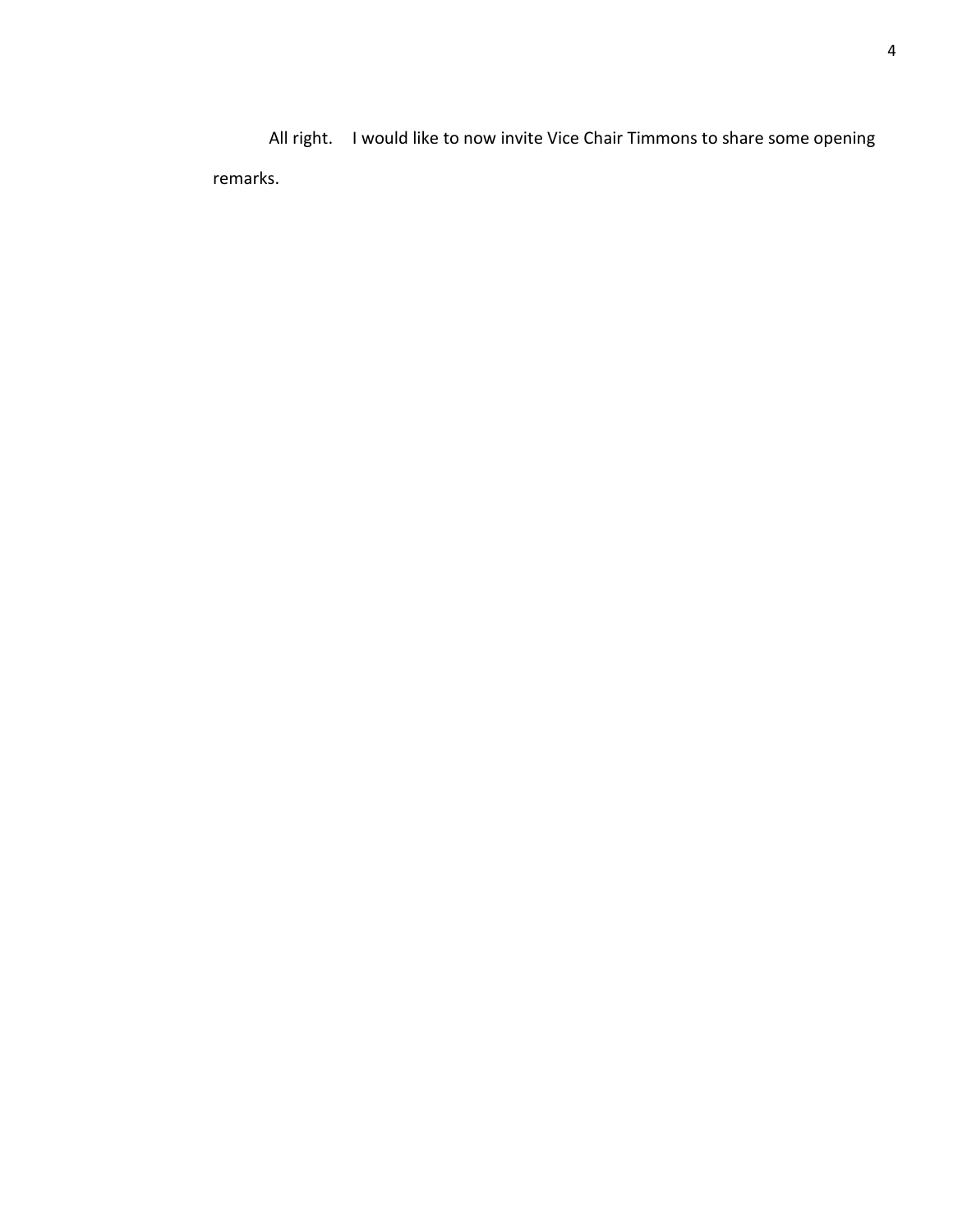All right. I would like to now invite Vice Chair Timmons to share some opening remarks.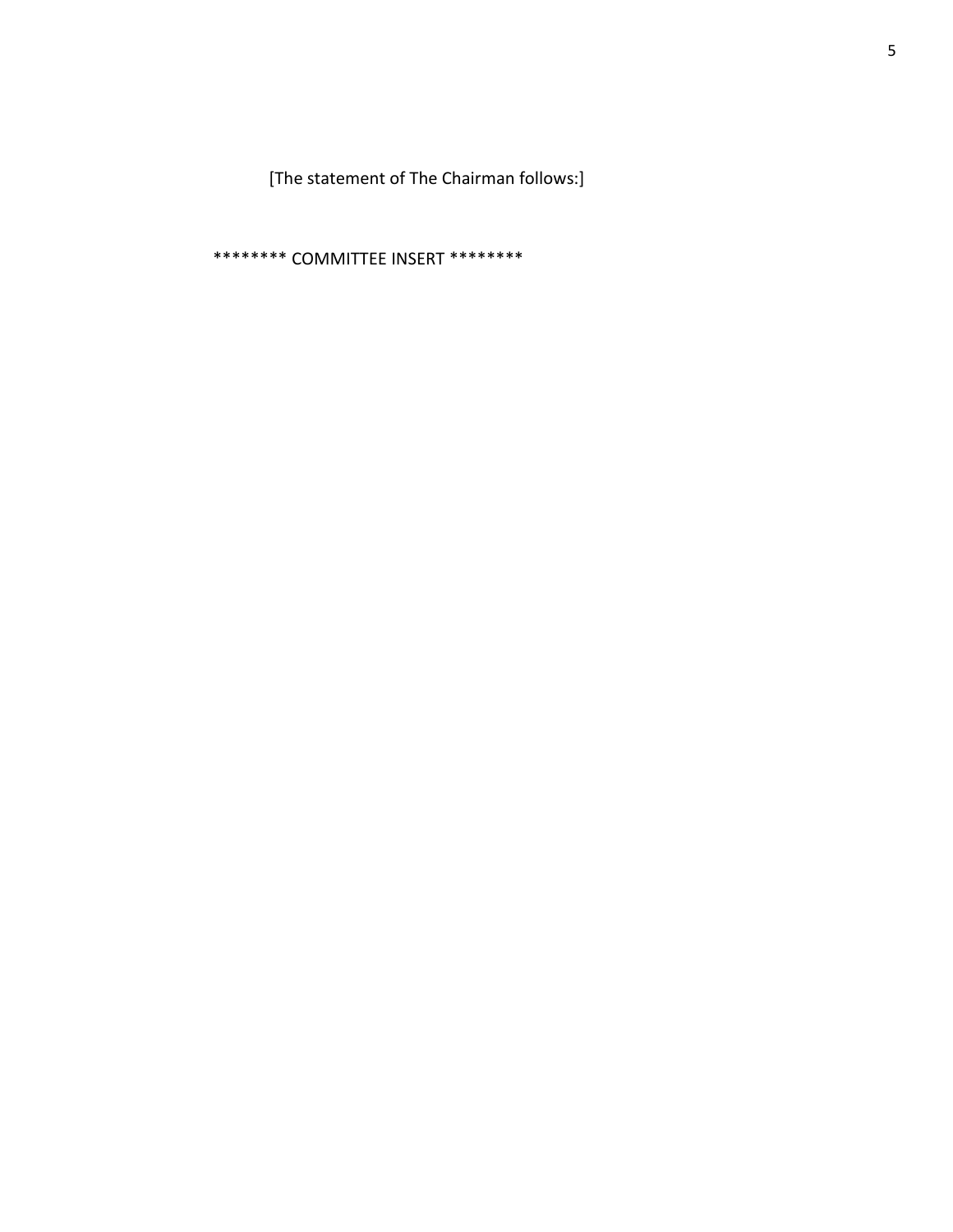[The statement of The Chairman follows:]

******** COMMITTEE INSERT ********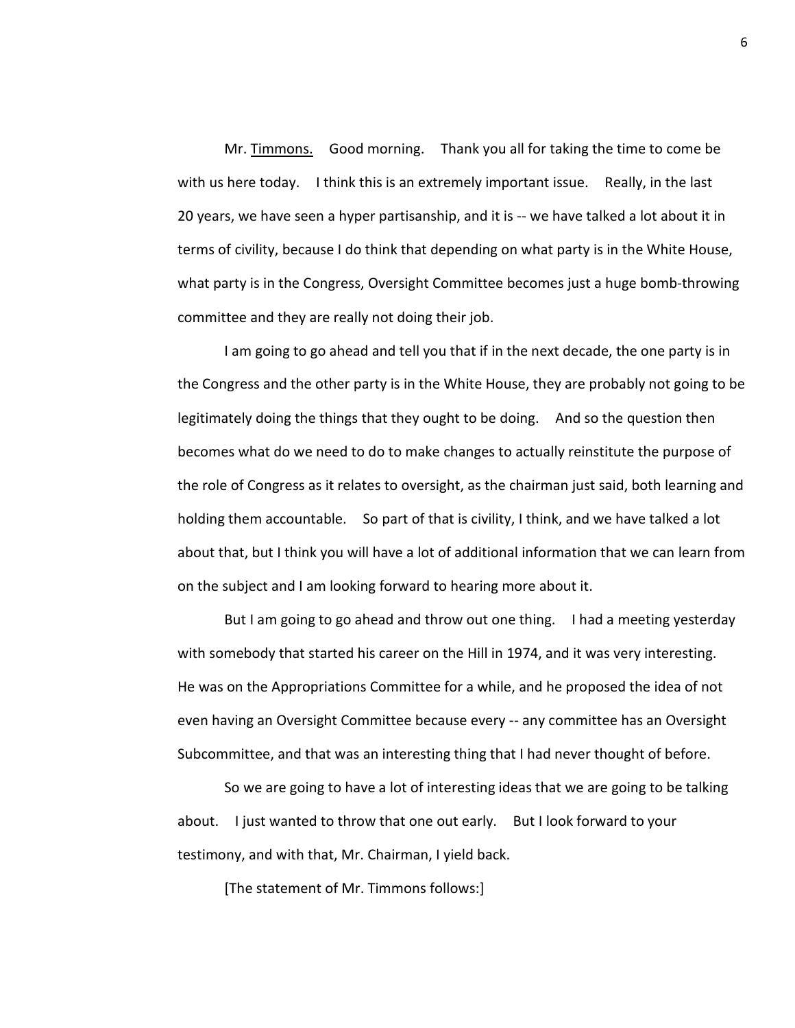Mr. Timmons. Good morning. Thank you all for taking the time to come be with us here today. I think this is an extremely important issue. Really, in the last 20 years, we have seen a hyper partisanship, and it is -- we have talked a lot about it in terms of civility, because I do think that depending on what party is in the White House, what party is in the Congress, Oversight Committee becomes just a huge bomb-throwing committee and they are really not doing their job.

I am going to go ahead and tell you that if in the next decade, the one party is in the Congress and the other party is in the White House, they are probably not going to be legitimately doing the things that they ought to be doing. And so the question then becomes what do we need to do to make changes to actually reinstitute the purpose of the role of Congress as it relates to oversight, as the chairman just said, both learning and holding them accountable. So part of that is civility, I think, and we have talked a lot about that, but I think you will have a lot of additional information that we can learn from on the subject and I am looking forward to hearing more about it.

But I am going to go ahead and throw out one thing. I had a meeting yesterday with somebody that started his career on the Hill in 1974, and it was very interesting. He was on the Appropriations Committee for a while, and he proposed the idea of not even having an Oversight Committee because every -- any committee has an Oversight Subcommittee, and that was an interesting thing that I had never thought of before.

So we are going to have a lot of interesting ideas that we are going to be talking about. I just wanted to throw that one out early. But I look forward to your testimony, and with that, Mr. Chairman, I yield back.

[The statement of Mr. Timmons follows:]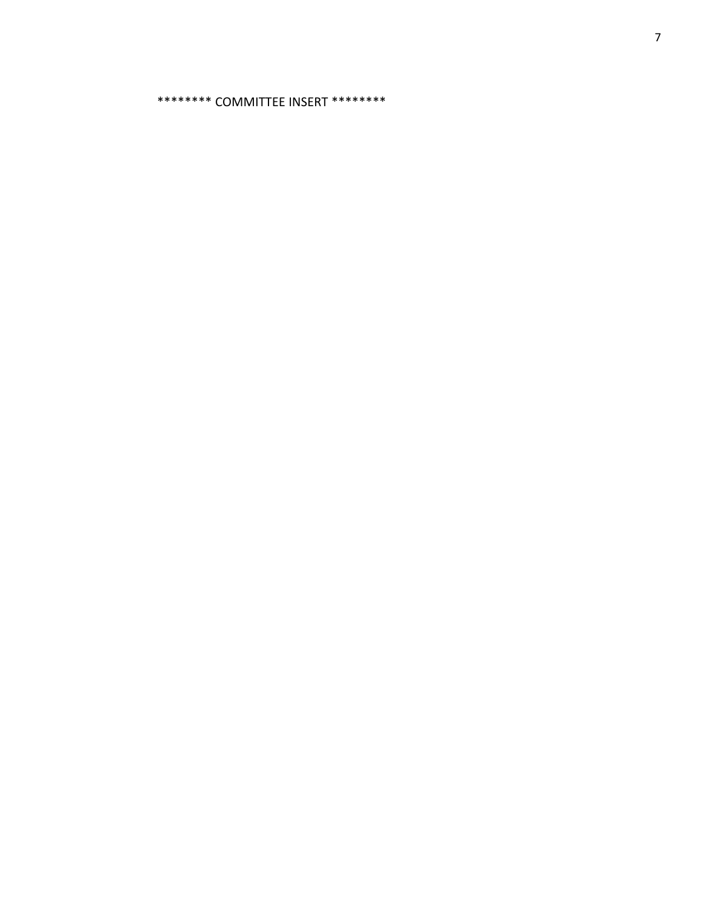******** COMMITTEE INSERT ********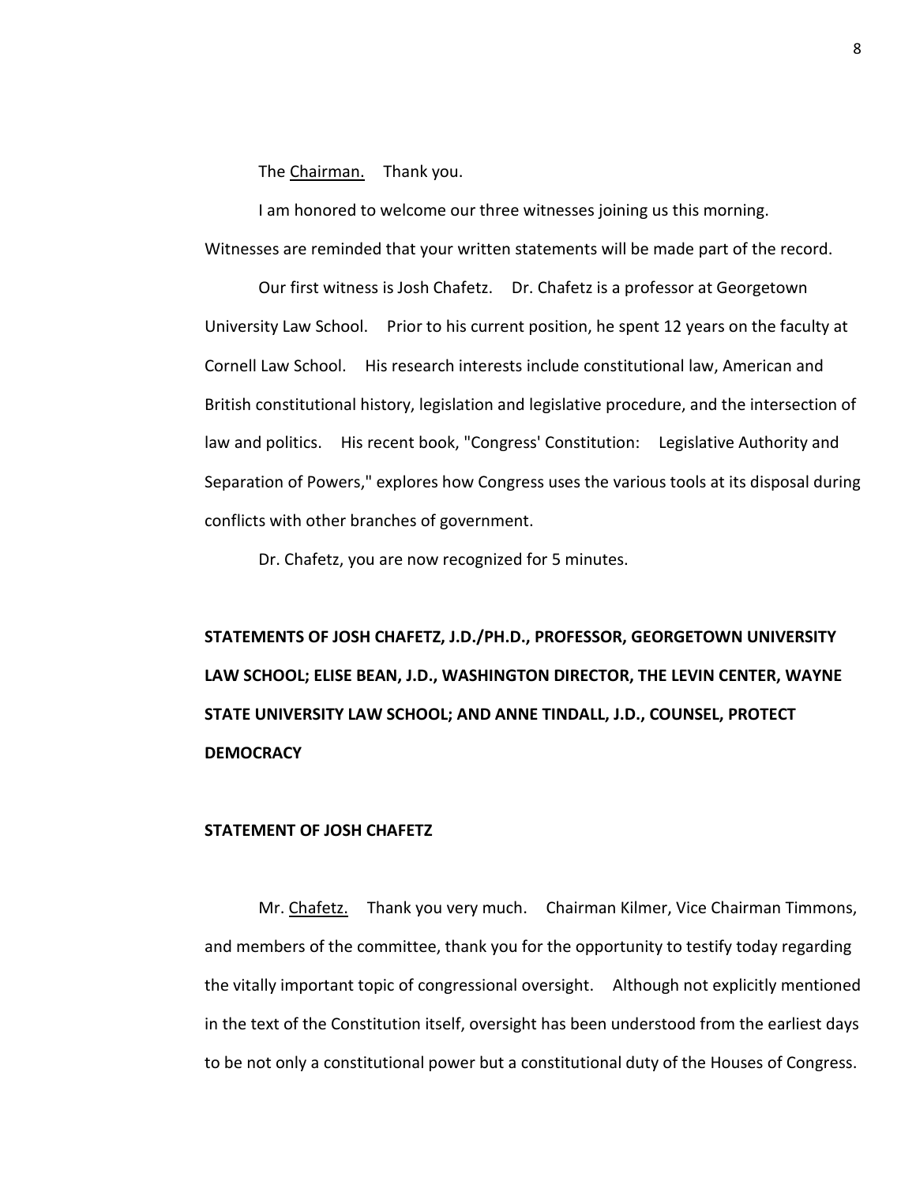The Chairman. Thank you.

I am honored to welcome our three witnesses joining us this morning. Witnesses are reminded that your written statements will be made part of the record.

Our first witness is Josh Chafetz. Dr. Chafetz is a professor at Georgetown University Law School. Prior to his current position, he spent 12 years on the faculty at Cornell Law School. His research interests include constitutional law, American and British constitutional history, legislation and legislative procedure, and the intersection of law and politics. His recent book, "Congress' Constitution: Legislative Authority and Separation of Powers," explores how Congress uses the various tools at its disposal during conflicts with other branches of government.

Dr. Chafetz, you are now recognized for 5 minutes.

**STATEMENTS OF JOSH CHAFETZ, J.D./PH.D., PROFESSOR, GEORGETOWN UNIVERSITY LAW SCHOOL; ELISE BEAN, J.D., WASHINGTON DIRECTOR, THE LEVIN CENTER, WAYNE STATE UNIVERSITY LAW SCHOOL; AND ANNE TINDALL, J.D., COUNSEL, PROTECT DEMOCRACY**

**STATEMENT OF JOSH CHAFETZ**

Mr. Chafetz. Thank you very much. Chairman Kilmer, Vice Chairman Timmons, and members of the committee, thank you for the opportunity to testify today regarding the vitally important topic of congressional oversight. Although not explicitly mentioned in the text of the Constitution itself, oversight has been understood from the earliest days to be not only a constitutional power but a constitutional duty of the Houses of Congress.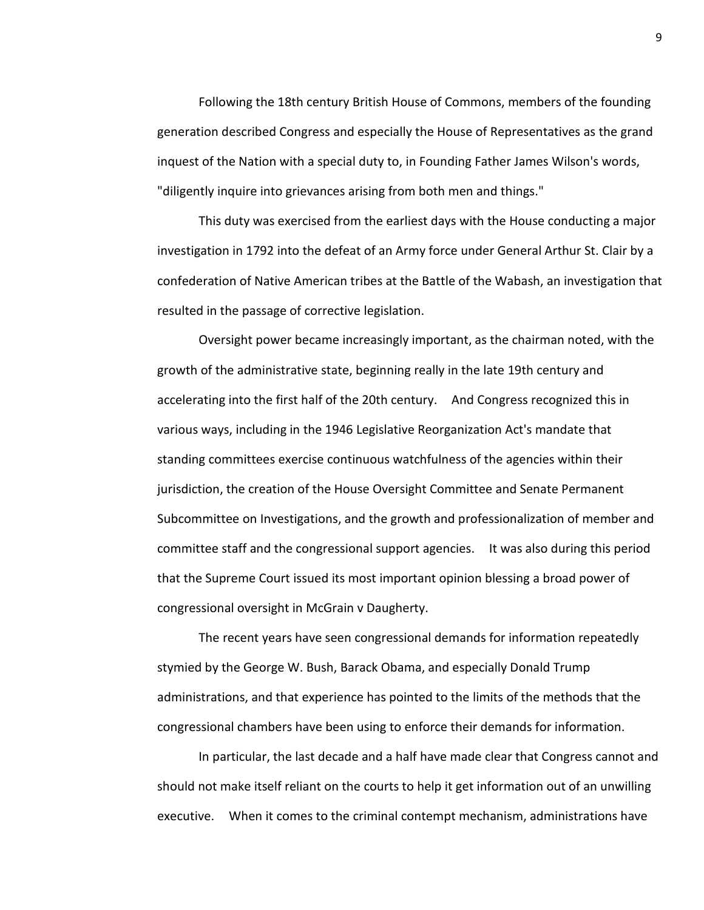Following the 18th century British House of Commons, members of the founding generation described Congress and especially the House of Representatives as the grand inquest of the Nation with a special duty to, in Founding Father James Wilson's words, "diligently inquire into grievances arising from both men and things."

This duty was exercised from the earliest days with the House conducting a major investigation in 1792 into the defeat of an Army force under General Arthur St. Clair by a confederation of Native American tribes at the Battle of the Wabash, an investigation that resulted in the passage of corrective legislation.

Oversight power became increasingly important, as the chairman noted, with the growth of the administrative state, beginning really in the late 19th century and accelerating into the first half of the 20th century. And Congress recognized this in various ways, including in the 1946 Legislative Reorganization Act's mandate that standing committees exercise continuous watchfulness of the agencies within their jurisdiction, the creation of the House Oversight Committee and Senate Permanent Subcommittee on Investigations, and the growth and professionalization of member and committee staff and the congressional support agencies. It was also during this period that the Supreme Court issued its most important opinion blessing a broad power of congressional oversight in McGrain v Daugherty.

The recent years have seen congressional demands for information repeatedly stymied by the George W. Bush, Barack Obama, and especially Donald Trump administrations, and that experience has pointed to the limits of the methods that the congressional chambers have been using to enforce their demands for information.

In particular, the last decade and a half have made clear that Congress cannot and should not make itself reliant on the courts to help it get information out of an unwilling executive. When it comes to the criminal contempt mechanism, administrations have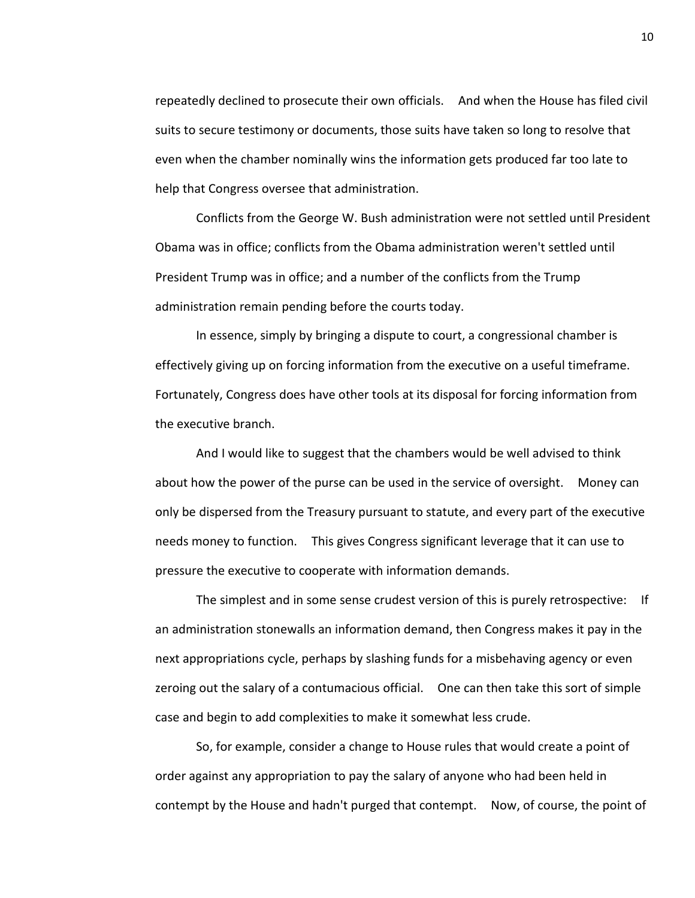repeatedly declined to prosecute their own officials. And when the House has filed civil suits to secure testimony or documents, those suits have taken so long to resolve that even when the chamber nominally wins the information gets produced far too late to help that Congress oversee that administration.

Conflicts from the George W. Bush administration were not settled until President Obama was in office; conflicts from the Obama administration weren't settled until President Trump was in office; and a number of the conflicts from the Trump administration remain pending before the courts today.

In essence, simply by bringing a dispute to court, a congressional chamber is effectively giving up on forcing information from the executive on a useful timeframe. Fortunately, Congress does have other tools at its disposal for forcing information from the executive branch.

And I would like to suggest that the chambers would be well advised to think about how the power of the purse can be used in the service of oversight. Money can only be dispersed from the Treasury pursuant to statute, and every part of the executive needs money to function. This gives Congress significant leverage that it can use to pressure the executive to cooperate with information demands.

The simplest and in some sense crudest version of this is purely retrospective: If an administration stonewalls an information demand, then Congress makes it pay in the next appropriations cycle, perhaps by slashing funds for a misbehaving agency or even zeroing out the salary of a contumacious official. One can then take this sort of simple case and begin to add complexities to make it somewhat less crude.

So, for example, consider a change to House rules that would create a point of order against any appropriation to pay the salary of anyone who had been held in contempt by the House and hadn't purged that contempt. Now, of course, the point of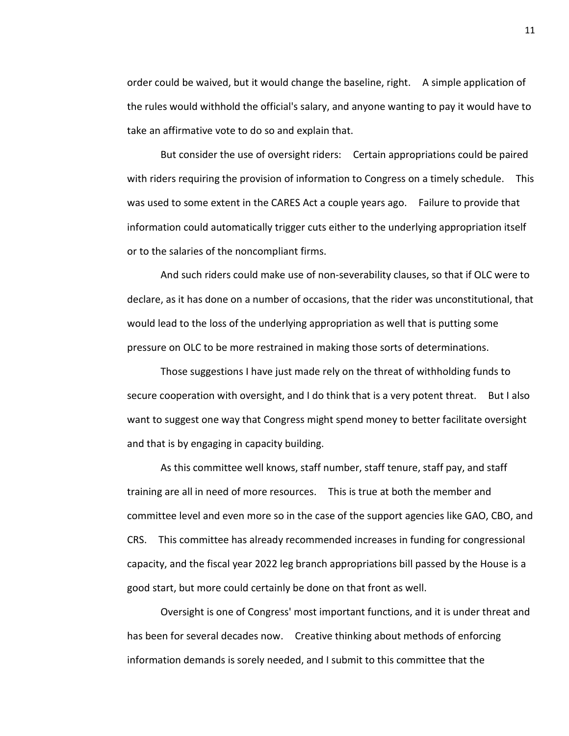order could be waived, but it would change the baseline, right. A simple application of the rules would withhold the official's salary, and anyone wanting to pay it would have to take an affirmative vote to do so and explain that.

But consider the use of oversight riders: Certain appropriations could be paired with riders requiring the provision of information to Congress on a timely schedule. This was used to some extent in the CARES Act a couple years ago. Failure to provide that information could automatically trigger cuts either to the underlying appropriation itself or to the salaries of the noncompliant firms.

And such riders could make use of non-severability clauses, so that if OLC were to declare, as it has done on a number of occasions, that the rider was unconstitutional, that would lead to the loss of the underlying appropriation as well that is putting some pressure on OLC to be more restrained in making those sorts of determinations.

Those suggestions I have just made rely on the threat of withholding funds to secure cooperation with oversight, and I do think that is a very potent threat. But I also want to suggest one way that Congress might spend money to better facilitate oversight and that is by engaging in capacity building.

As this committee well knows, staff number, staff tenure, staff pay, and staff training are all in need of more resources. This is true at both the member and committee level and even more so in the case of the support agencies like GAO, CBO, and CRS. This committee has already recommended increases in funding for congressional capacity, and the fiscal year 2022 leg branch appropriations bill passed by the House is a good start, but more could certainly be done on that front as well.

Oversight is one of Congress' most important functions, and it is under threat and has been for several decades now. Creative thinking about methods of enforcing information demands is sorely needed, and I submit to this committee that the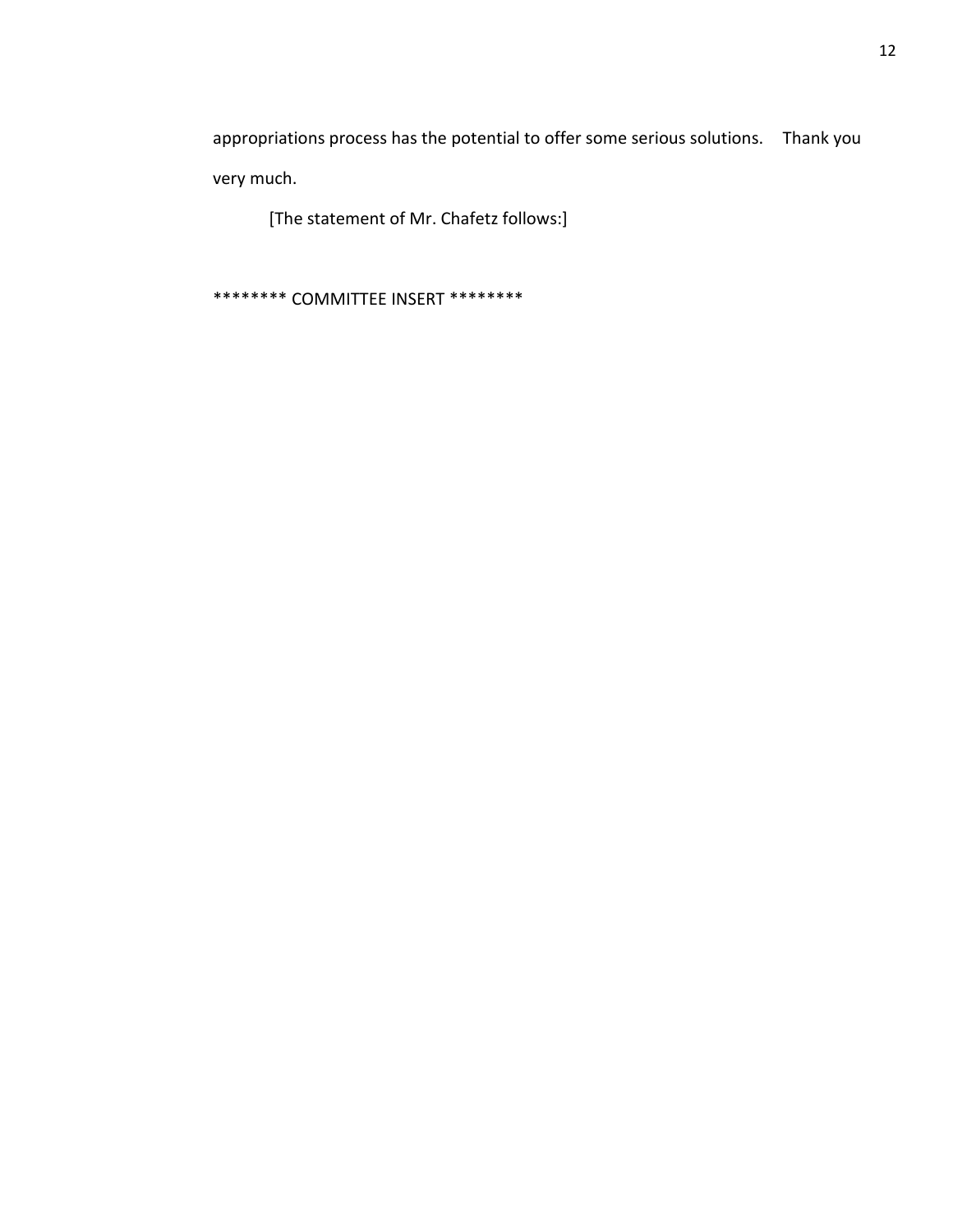appropriations process has the potential to offer some serious solutions. Thank you very much.

[The statement of Mr. Chafetz follows:]

******** COMMITTEE INSERT ********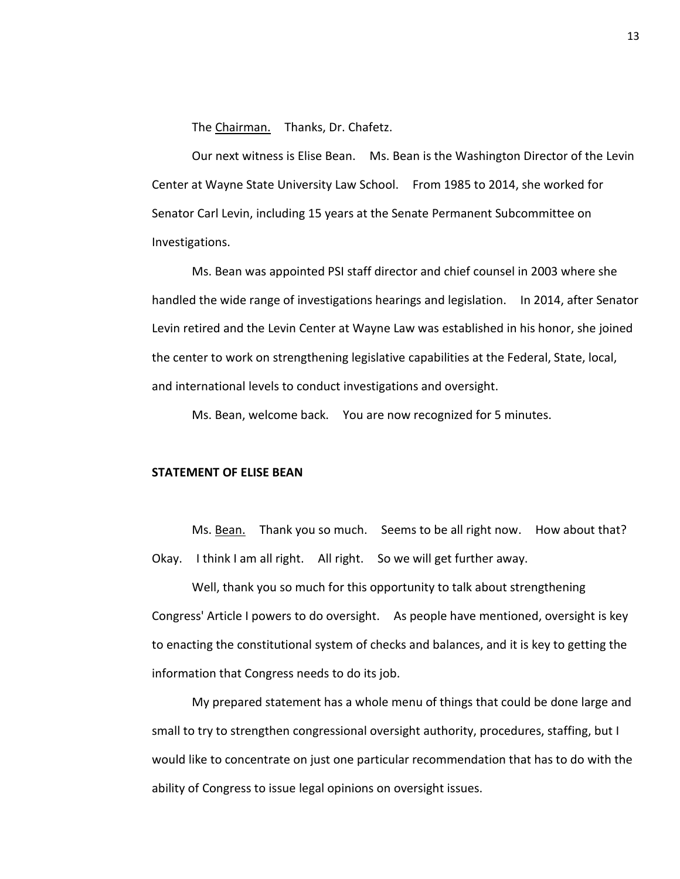The Chairman. Thanks, Dr. Chafetz.

Our next witness is Elise Bean. Ms. Bean is the Washington Director of the Levin Center at Wayne State University Law School. From 1985 to 2014, she worked for Senator Carl Levin, including 15 years at the Senate Permanent Subcommittee on Investigations.

Ms. Bean was appointed PSI staff director and chief counsel in 2003 where she handled the wide range of investigations hearings and legislation. In 2014, after Senator Levin retired and the Levin Center at Wayne Law was established in his honor, she joined the center to work on strengthening legislative capabilities at the Federal, State, local, and international levels to conduct investigations and oversight.

Ms. Bean, welcome back. You are now recognized for 5 minutes.

**STATEMENT OF ELISE BEAN**

Ms. Bean. Thank you so much. Seems to be all right now. How about that? Okay. I think I am all right. All right. So we will get further away.

Well, thank you so much for this opportunity to talk about strengthening Congress' Article I powers to do oversight. As people have mentioned, oversight is key to enacting the constitutional system of checks and balances, and it is key to getting the information that Congress needs to do its job.

My prepared statement has a whole menu of things that could be done large and small to try to strengthen congressional oversight authority, procedures, staffing, but I would like to concentrate on just one particular recommendation that has to do with the ability of Congress to issue legal opinions on oversight issues.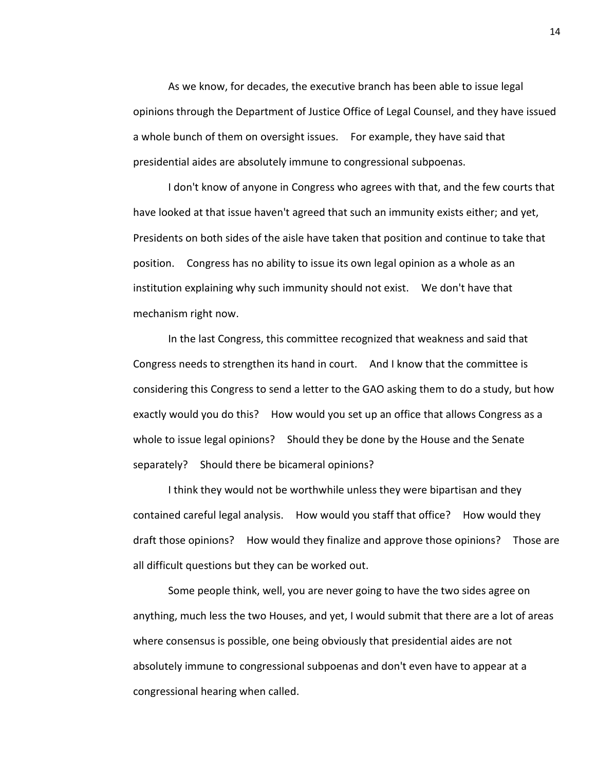As we know, for decades, the executive branch has been able to issue legal opinions through the Department of Justice Office of Legal Counsel, and they have issued a whole bunch of them on oversight issues. For example, they have said that presidential aides are absolutely immune to congressional subpoenas.

I don't know of anyone in Congress who agrees with that, and the few courts that have looked at that issue haven't agreed that such an immunity exists either; and yet, Presidents on both sides of the aisle have taken that position and continue to take that position. Congress has no ability to issue its own legal opinion as a whole as an institution explaining why such immunity should not exist. We don't have that mechanism right now.

In the last Congress, this committee recognized that weakness and said that Congress needs to strengthen its hand in court. And I know that the committee is considering this Congress to send a letter to the GAO asking them to do a study, but how exactly would you do this? How would you set up an office that allows Congress as a whole to issue legal opinions? Should they be done by the House and the Senate separately? Should there be bicameral opinions?

I think they would not be worthwhile unless they were bipartisan and they contained careful legal analysis. How would you staff that office? How would they draft those opinions? How would they finalize and approve those opinions? Those are all difficult questions but they can be worked out.

Some people think, well, you are never going to have the two sides agree on anything, much less the two Houses, and yet, I would submit that there are a lot of areas where consensus is possible, one being obviously that presidential aides are not absolutely immune to congressional subpoenas and don't even have to appear at a congressional hearing when called.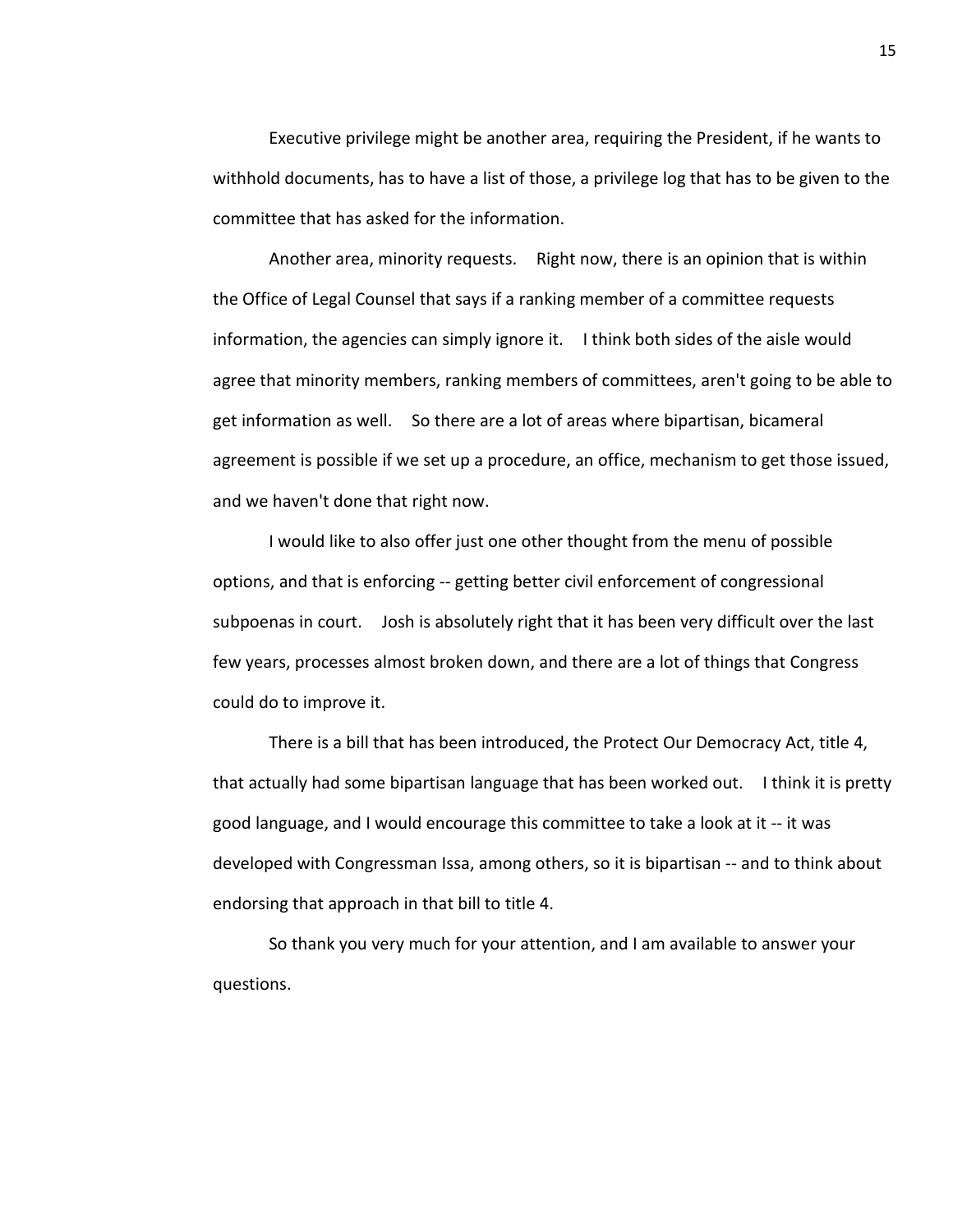Executive privilege might be another area, requiring the President, if he wants to withhold documents, has to have a list of those, a privilege log that has to be given to the committee that has asked for the information.

Another area, minority requests. Right now, there is an opinion that is within the Office of Legal Counsel that says if a ranking member of a committee requests information, the agencies can simply ignore it. I think both sides of the aisle would agree that minority members, ranking members of committees, aren't going to be able to get information as well. So there are a lot of areas where bipartisan, bicameral agreement is possible if we set up a procedure, an office, mechanism to get those issued, and we haven't done that right now.

I would like to also offer just one other thought from the menu of possible options, and that is enforcing -- getting better civil enforcement of congressional subpoenas in court. Josh is absolutely right that it has been very difficult over the last few years, processes almost broken down, and there are a lot of things that Congress could do to improve it.

There is a bill that has been introduced, the Protect Our Democracy Act, title 4, that actually had some bipartisan language that has been worked out. I think it is pretty good language, and I would encourage this committee to take a look at it -- it was developed with Congressman Issa, among others, so it is bipartisan -- and to think about endorsing that approach in that bill to title 4.

So thank you very much for your attention, and I am available to answer your questions.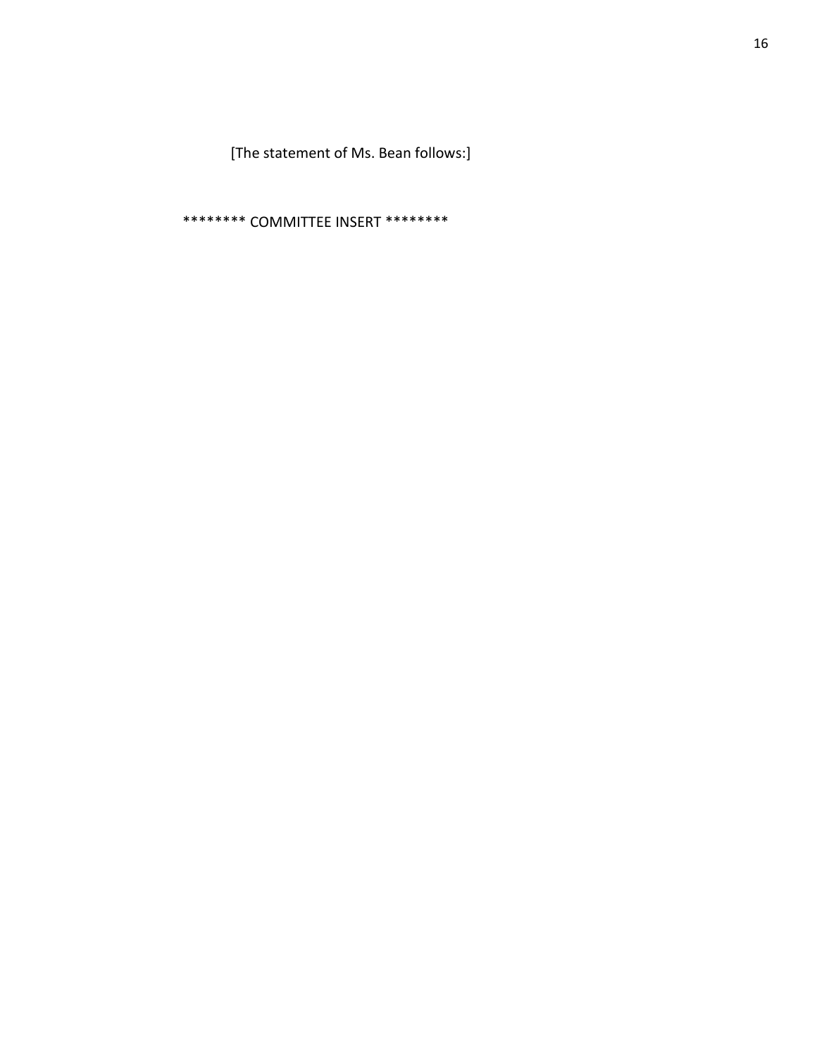[The statement of Ms. Bean follows:]

******** COMMITTEE INSERT ********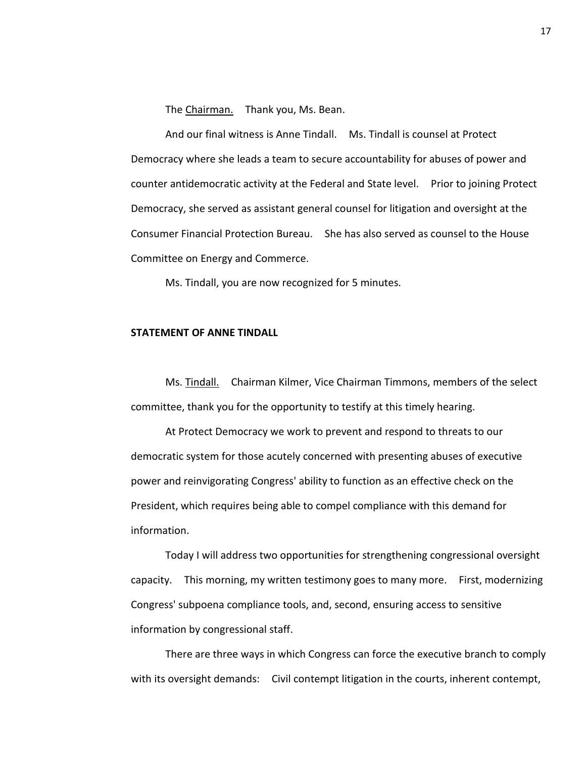The Chairman. Thank you, Ms. Bean.

And our final witness is Anne Tindall. Ms. Tindall is counsel at Protect Democracy where she leads a team to secure accountability for abuses of power and counter antidemocratic activity at the Federal and State level. Prior to joining Protect Democracy, she served as assistant general counsel for litigation and oversight at the Consumer Financial Protection Bureau. She has also served as counsel to the House Committee on Energy and Commerce.

Ms. Tindall, you are now recognized for 5 minutes.

**STATEMENT OF ANNE TINDALL**

Ms. Tindall. Chairman Kilmer, Vice Chairman Timmons, members of the select committee, thank you for the opportunity to testify at this timely hearing.

At Protect Democracy we work to prevent and respond to threats to our democratic system for those acutely concerned with presenting abuses of executive power and reinvigorating Congress' ability to function as an effective check on the President, which requires being able to compel compliance with this demand for information.

Today I will address two opportunities for strengthening congressional oversight capacity. This morning, my written testimony goes to many more. First, modernizing Congress' subpoena compliance tools, and, second, ensuring access to sensitive information by congressional staff.

There are three ways in which Congress can force the executive branch to comply with its oversight demands: Civil contempt litigation in the courts, inherent contempt,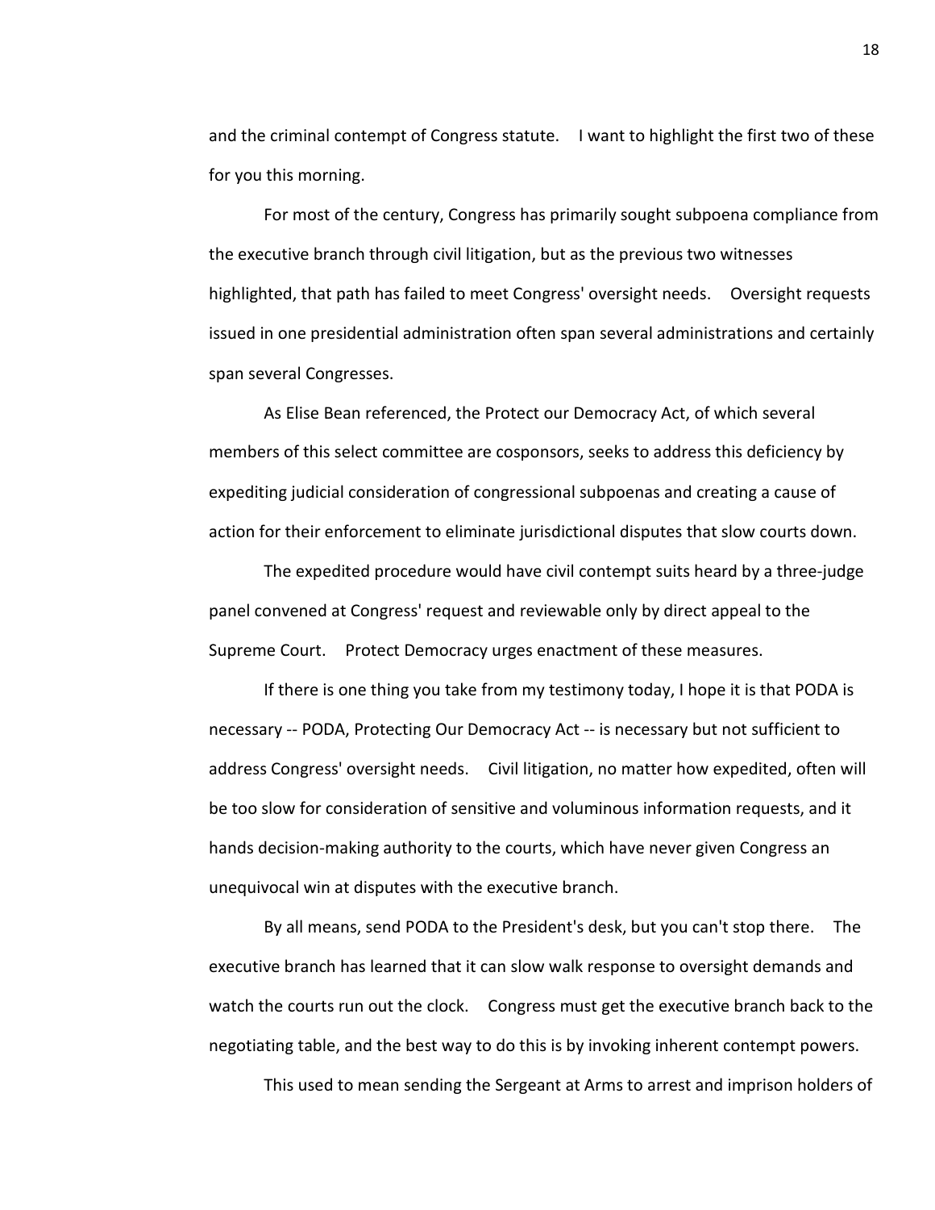and the criminal contempt of Congress statute. I want to highlight the first two of these for you this morning.

For most of the century, Congress has primarily sought subpoena compliance from the executive branch through civil litigation, but as the previous two witnesses highlighted, that path has failed to meet Congress' oversight needs. Oversight requests issued in one presidential administration often span several administrations and certainly span several Congresses.

As Elise Bean referenced, the Protect our Democracy Act, of which several members of this select committee are cosponsors, seeks to address this deficiency by expediting judicial consideration of congressional subpoenas and creating a cause of action for their enforcement to eliminate jurisdictional disputes that slow courts down.

The expedited procedure would have civil contempt suits heard by a three-judge panel convened at Congress' request and reviewable only by direct appeal to the Supreme Court. Protect Democracy urges enactment of these measures.

If there is one thing you take from my testimony today, I hope it is that PODA is necessary -- PODA, Protecting Our Democracy Act -- is necessary but not sufficient to address Congress' oversight needs. Civil litigation, no matter how expedited, often will be too slow for consideration of sensitive and voluminous information requests, and it hands decision-making authority to the courts, which have never given Congress an unequivocal win at disputes with the executive branch.

By all means, send PODA to the President's desk, but you can't stop there. The executive branch has learned that it can slow walk response to oversight demands and watch the courts run out the clock. Congress must get the executive branch back to the negotiating table, and the best way to do this is by invoking inherent contempt powers.

This used to mean sending the Sergeant at Arms to arrest and imprison holders of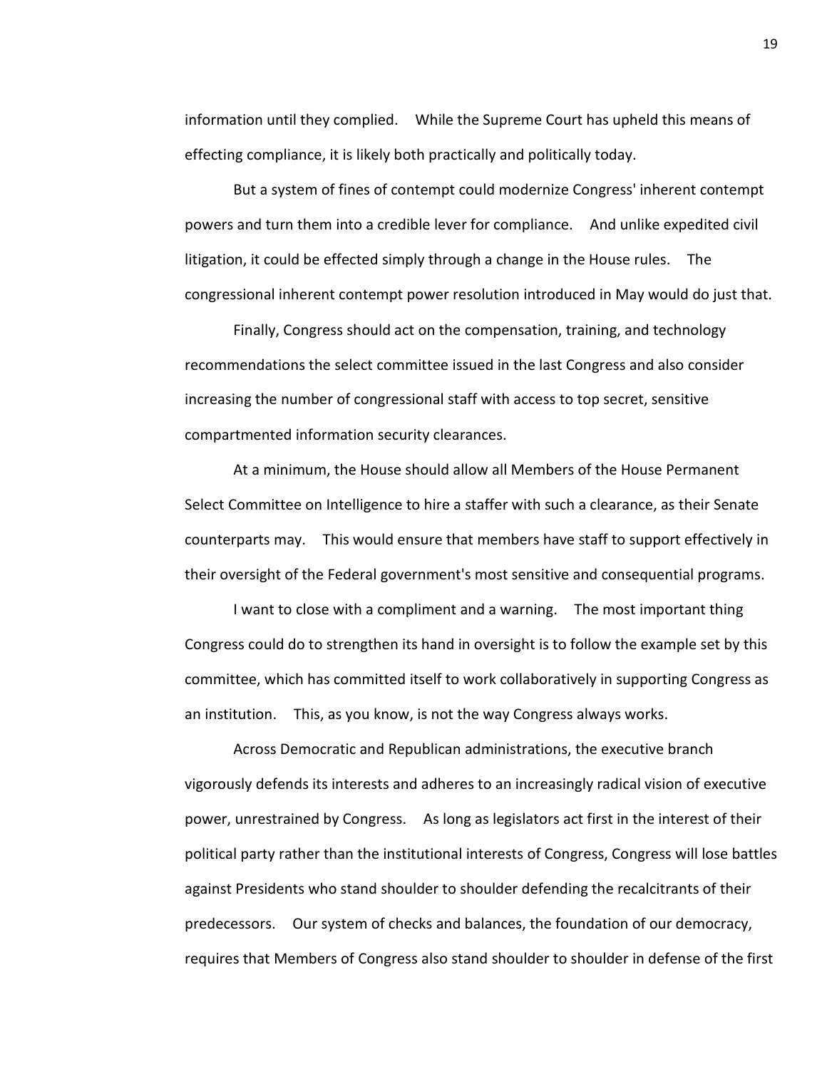information until they complied. While the Supreme Court has upheld this means of effecting compliance, it is likely both practically and politically today.

But a system of fines of contempt could modernize Congress' inherent contempt powers and turn them into a credible lever for compliance. And unlike expedited civil litigation, it could be effected simply through a change in the House rules. The congressional inherent contempt power resolution introduced in May would do just that.

Finally, Congress should act on the compensation, training, and technology recommendations the select committee issued in the last Congress and also consider increasing the number of congressional staff with access to top secret, sensitive compartmented information security clearances.

At a minimum, the House should allow all Members of the House Permanent Select Committee on Intelligence to hire a staffer with such a clearance, as their Senate counterparts may. This would ensure that members have staff to support effectively in their oversight of the Federal government's most sensitive and consequential programs.

I want to close with a compliment and a warning. The most important thing Congress could do to strengthen its hand in oversight is to follow the example set by this committee, which has committed itself to work collaboratively in supporting Congress as an institution. This, as you know, is not the way Congress always works.

Across Democratic and Republican administrations, the executive branch vigorously defends its interests and adheres to an increasingly radical vision of executive power, unrestrained by Congress. As long as legislators act first in the interest of their political party rather than the institutional interests of Congress, Congress will lose battles against Presidents who stand shoulder to shoulder defending the recalcitrants of their predecessors. Our system of checks and balances, the foundation of our democracy, requires that Members of Congress also stand shoulder to shoulder in defense of the first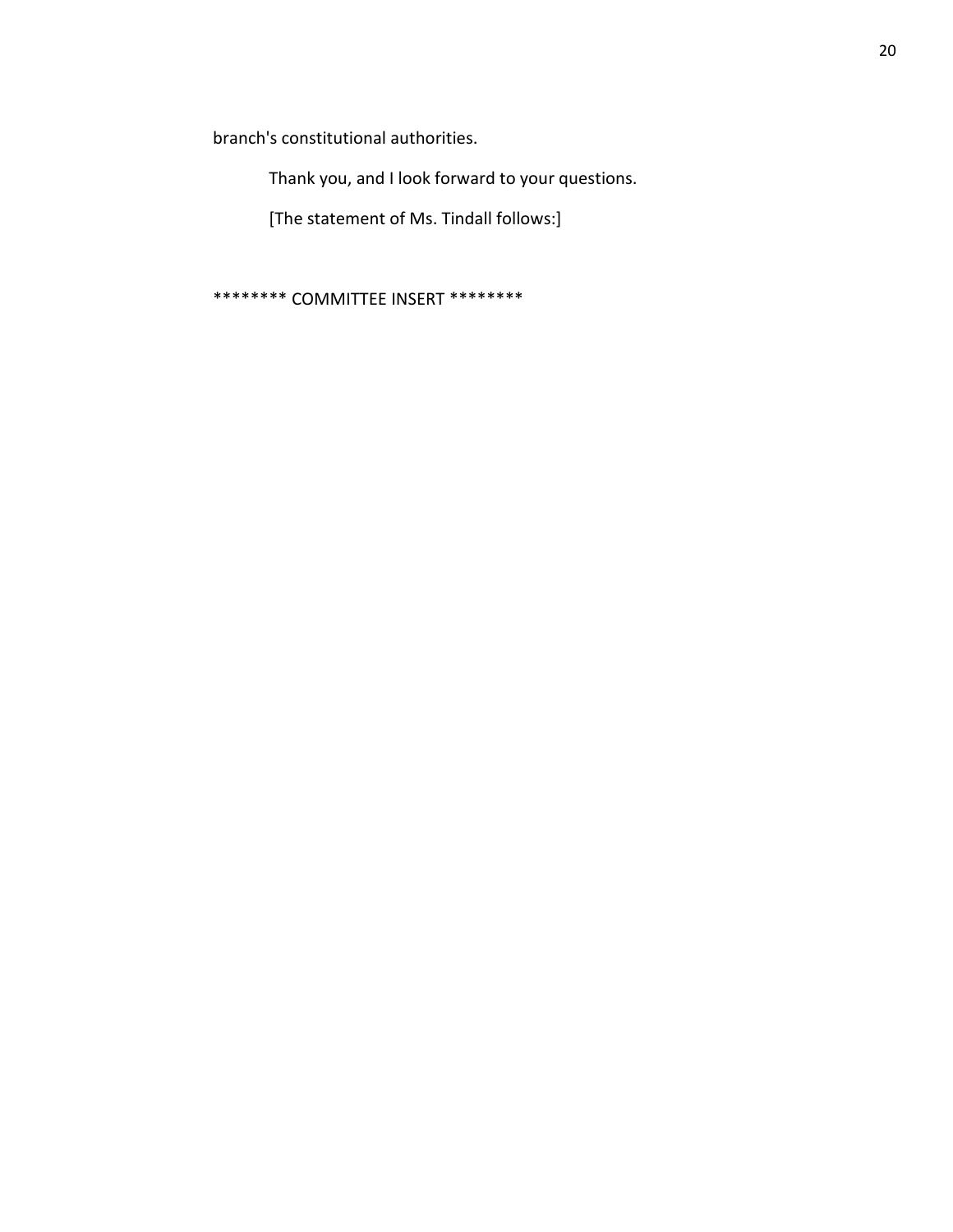branch's constitutional authorities.

Thank you, and I look forward to your questions.

[The statement of Ms. Tindall follows:]

******** COMMITTEE INSERT ********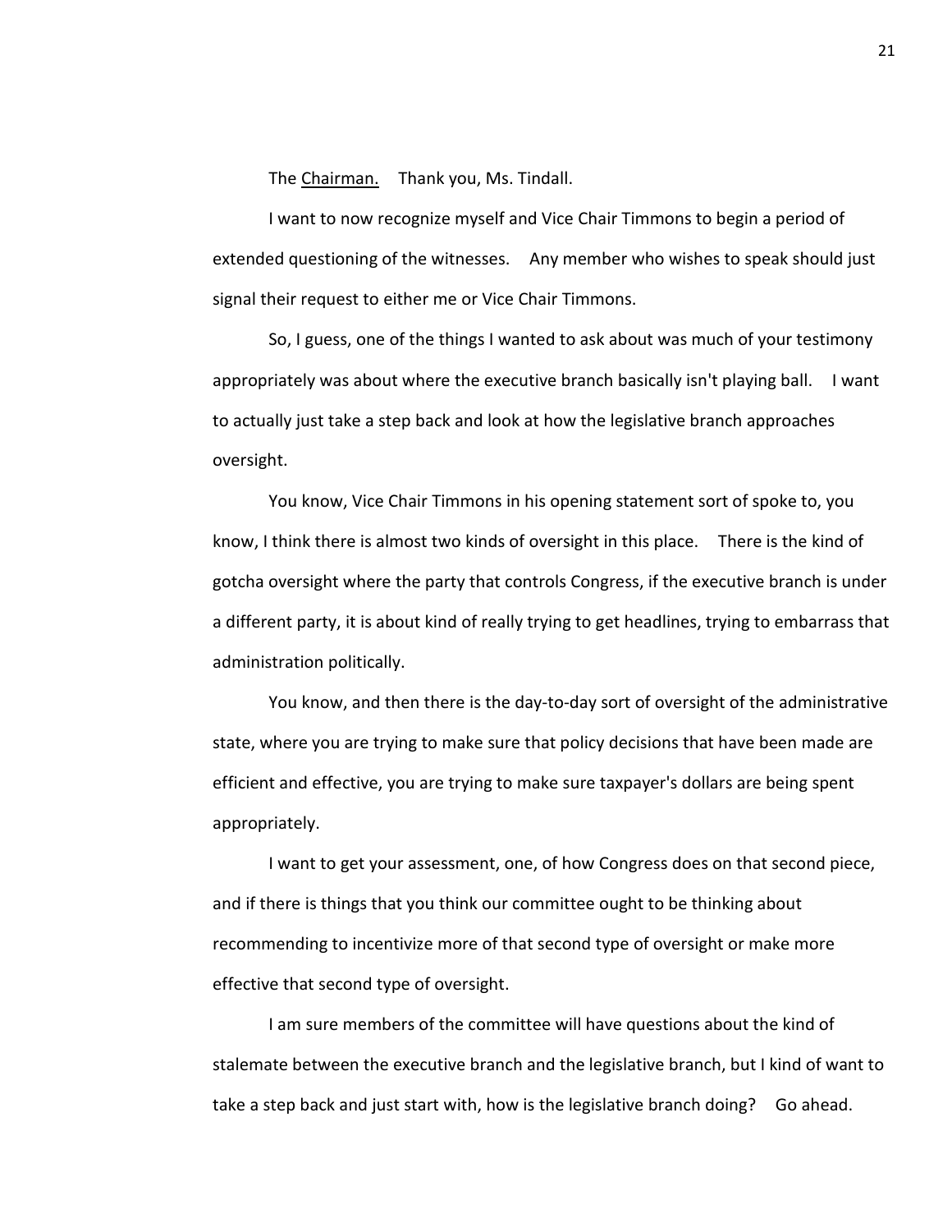The Chairman. Thank you, Ms. Tindall.

I want to now recognize myself and Vice Chair Timmons to begin a period of extended questioning of the witnesses. Any member who wishes to speak should just signal their request to either me or Vice Chair Timmons.

So, I guess, one of the things I wanted to ask about was much of your testimony appropriately was about where the executive branch basically isn't playing ball. I want to actually just take a step back and look at how the legislative branch approaches oversight.

You know, Vice Chair Timmons in his opening statement sort of spoke to, you know, I think there is almost two kinds of oversight in this place. There is the kind of gotcha oversight where the party that controls Congress, if the executive branch is under a different party, it is about kind of really trying to get headlines, trying to embarrass that administration politically.

You know, and then there is the day-to-day sort of oversight of the administrative state, where you are trying to make sure that policy decisions that have been made are efficient and effective, you are trying to make sure taxpayer's dollars are being spent appropriately.

I want to get your assessment, one, of how Congress does on that second piece, and if there is things that you think our committee ought to be thinking about recommending to incentivize more of that second type of oversight or make more effective that second type of oversight.

I am sure members of the committee will have questions about the kind of stalemate between the executive branch and the legislative branch, but I kind of want to take a step back and just start with, how is the legislative branch doing? Go ahead.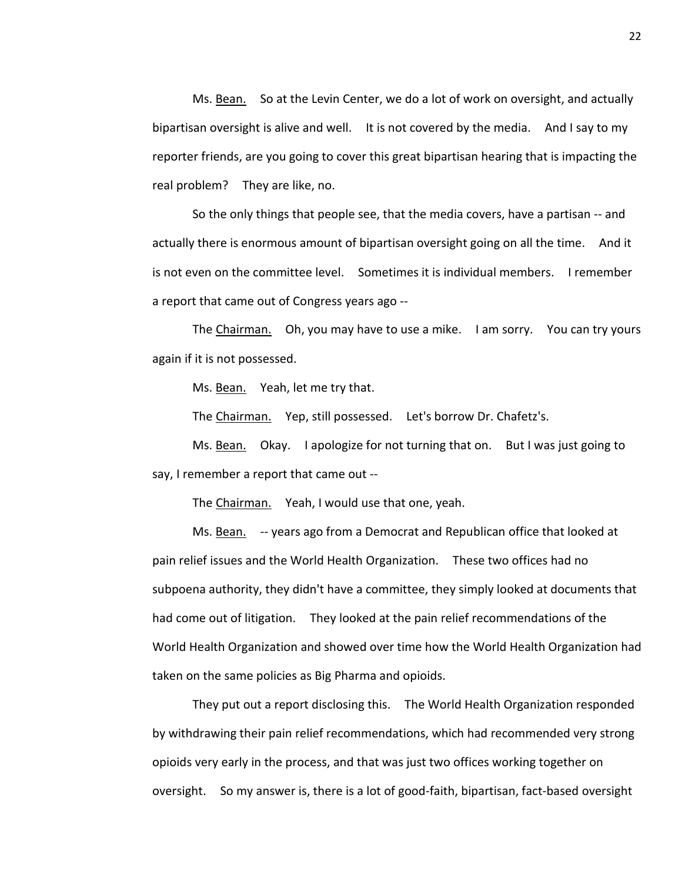Ms. Bean. So at the Levin Center, we do a lot of work on oversight, and actually bipartisan oversight is alive and well. It is not covered by the media. And I say to my reporter friends, are you going to cover this great bipartisan hearing that is impacting the real problem? They are like, no.

So the only things that people see, that the media covers, have a partisan -- and actually there is enormous amount of bipartisan oversight going on all the time. And it is not even on the committee level. Sometimes it is individual members. I remember a report that came out of Congress years ago --

The Chairman. Oh, you may have to use a mike. I am sorry. You can try yours again if it is not possessed.

Ms. Bean. Yeah, let me try that.

The Chairman. Yep, still possessed. Let's borrow Dr. Chafetz's.

Ms. Bean. Okay. I apologize for not turning that on. But I was just going to say, I remember a report that came out --

The Chairman. Yeah, I would use that one, yeah.

Ms. Bean. -- years ago from a Democrat and Republican office that looked at pain relief issues and the World Health Organization. These two offices had no subpoena authority, they didn't have a committee, they simply looked at documents that had come out of litigation. They looked at the pain relief recommendations of the World Health Organization and showed over time how the World Health Organization had taken on the same policies as Big Pharma and opioids.

They put out a report disclosing this. The World Health Organization responded by withdrawing their pain relief recommendations, which had recommended very strong opioids very early in the process, and that was just two offices working together on oversight. So my answer is, there is a lot of good-faith, bipartisan, fact-based oversight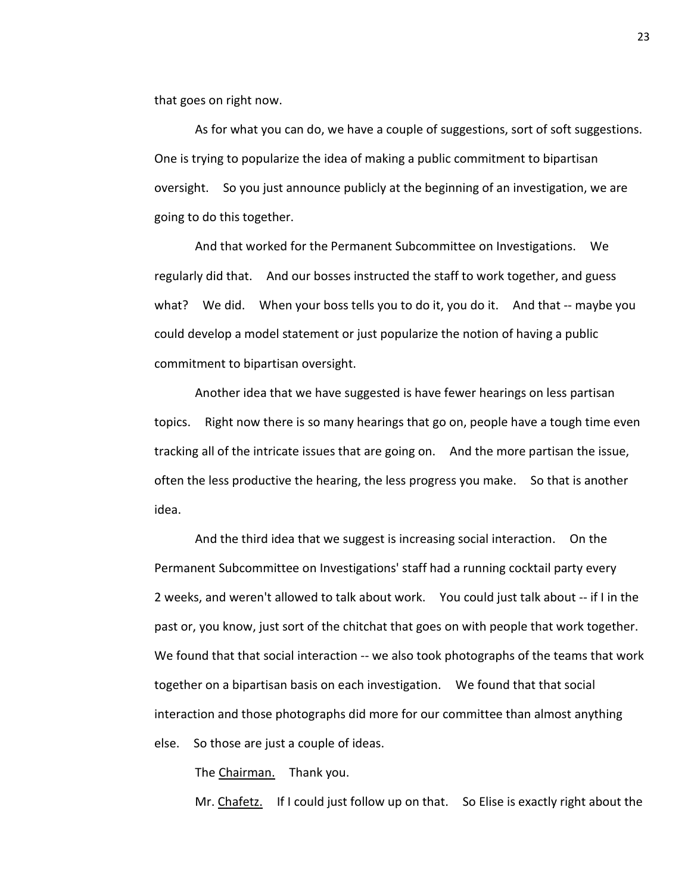that goes on right now.

As for what you can do, we have a couple of suggestions, sort of soft suggestions. One is trying to popularize the idea of making a public commitment to bipartisan oversight. So you just announce publicly at the beginning of an investigation, we are going to do this together.

And that worked for the Permanent Subcommittee on Investigations. We regularly did that. And our bosses instructed the staff to work together, and guess what? We did. When your boss tells you to do it, you do it. And that -- maybe you could develop a model statement or just popularize the notion of having a public commitment to bipartisan oversight.

Another idea that we have suggested is have fewer hearings on less partisan topics. Right now there is so many hearings that go on, people have a tough time even tracking all of the intricate issues that are going on. And the more partisan the issue, often the less productive the hearing, the less progress you make. So that is another idea.

And the third idea that we suggest is increasing social interaction. On the Permanent Subcommittee on Investigations' staff had a running cocktail party every 2 weeks, and weren't allowed to talk about work. You could just talk about -- if I in the past or, you know, just sort of the chitchat that goes on with people that work together. We found that that social interaction -- we also took photographs of the teams that work together on a bipartisan basis on each investigation. We found that that social interaction and those photographs did more for our committee than almost anything else. So those are just a couple of ideas.

The Chairman. Thank you.

Mr. Chafetz. If I could just follow up on that. So Elise is exactly right about the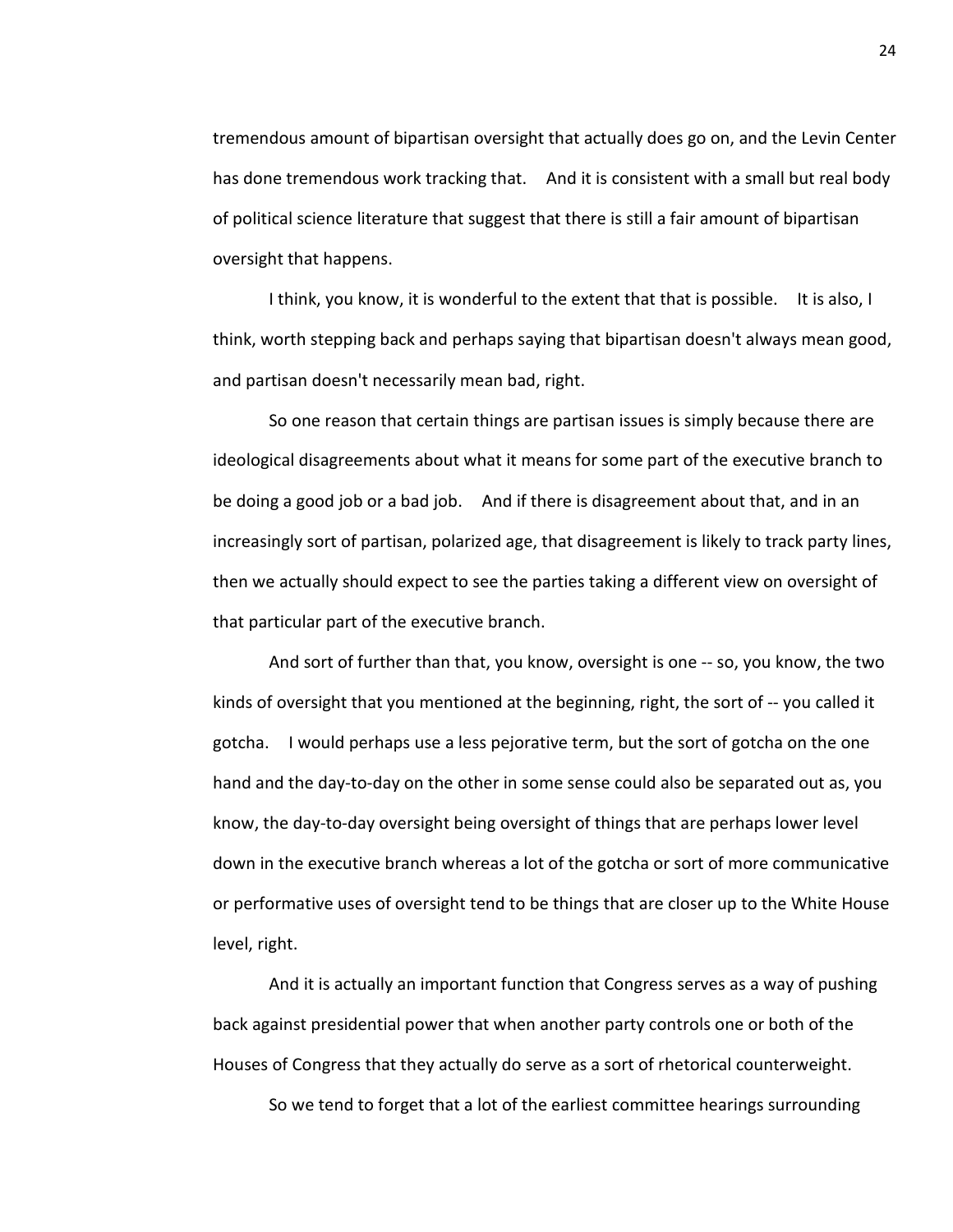tremendous amount of bipartisan oversight that actually does go on, and the Levin Center has done tremendous work tracking that. And it is consistent with a small but real body of political science literature that suggest that there is still a fair amount of bipartisan oversight that happens.

I think, you know, it is wonderful to the extent that that is possible. It is also, I think, worth stepping back and perhaps saying that bipartisan doesn't always mean good, and partisan doesn't necessarily mean bad, right.

So one reason that certain things are partisan issues is simply because there are ideological disagreements about what it means for some part of the executive branch to be doing a good job or a bad job. And if there is disagreement about that, and in an increasingly sort of partisan, polarized age, that disagreement is likely to track party lines, then we actually should expect to see the parties taking a different view on oversight of that particular part of the executive branch.

And sort of further than that, you know, oversight is one -- so, you know, the two kinds of oversight that you mentioned at the beginning, right, the sort of -- you called it gotcha. I would perhaps use a less pejorative term, but the sort of gotcha on the one hand and the day-to-day on the other in some sense could also be separated out as, you know, the day-to-day oversight being oversight of things that are perhaps lower level down in the executive branch whereas a lot of the gotcha or sort of more communicative or performative uses of oversight tend to be things that are closer up to the White House level, right.

And it is actually an important function that Congress serves as a way of pushing back against presidential power that when another party controls one or both of the Houses of Congress that they actually do serve as a sort of rhetorical counterweight.

So we tend to forget that a lot of the earliest committee hearings surrounding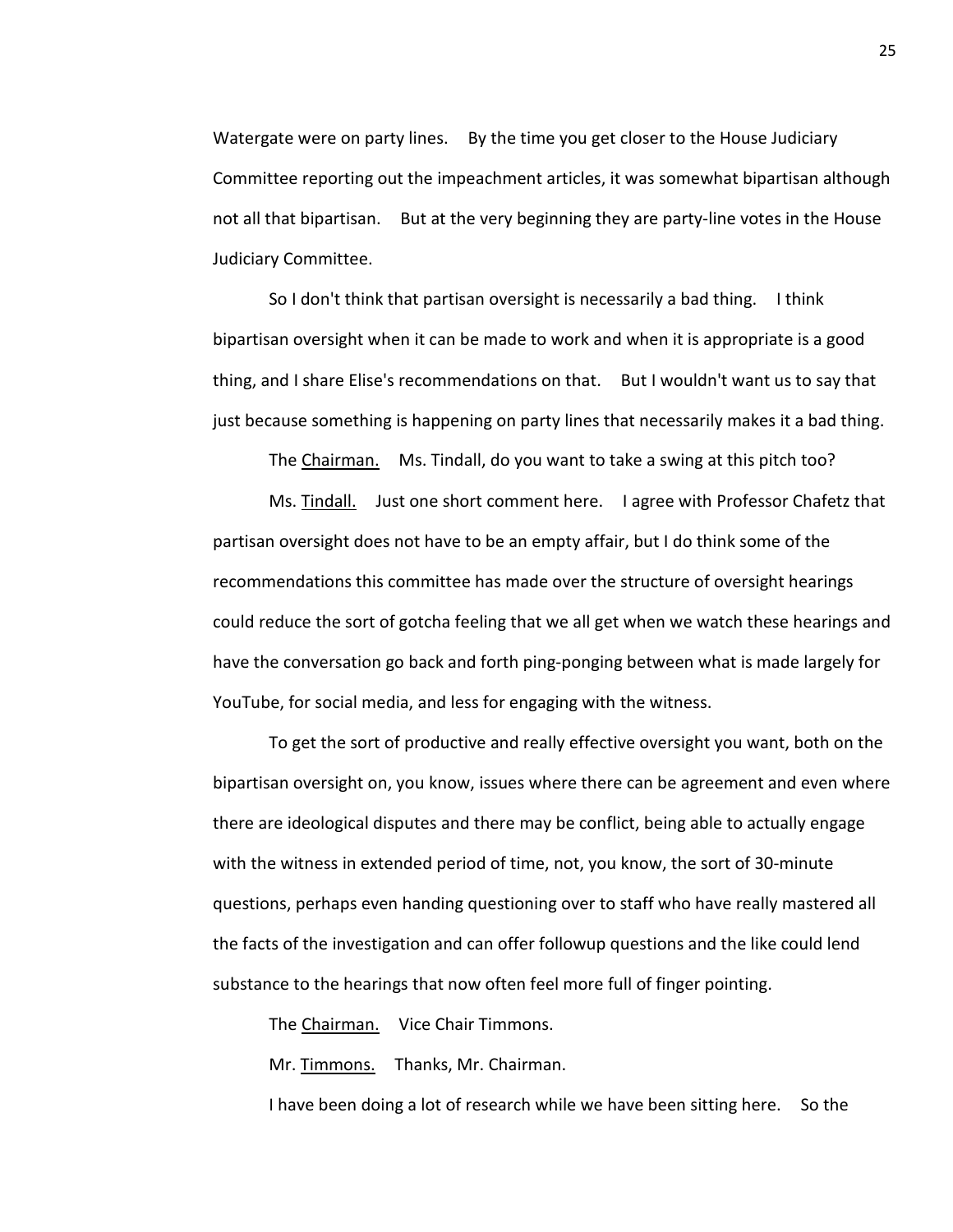Watergate were on party lines. By the time you get closer to the House Judiciary Committee reporting out the impeachment articles, it was somewhat bipartisan although not all that bipartisan. But at the very beginning they are party-line votes in the House Judiciary Committee.

So I don't think that partisan oversight is necessarily a bad thing. I think bipartisan oversight when it can be made to work and when it is appropriate is a good thing, and I share Elise's recommendations on that. But I wouldn't want us to say that just because something is happening on party lines that necessarily makes it a bad thing.

The Chairman. Ms. Tindall, do you want to take a swing at this pitch too?

Ms. Tindall. Just one short comment here. I agree with Professor Chafetz that partisan oversight does not have to be an empty affair, but I do think some of the recommendations this committee has made over the structure of oversight hearings could reduce the sort of gotcha feeling that we all get when we watch these hearings and have the conversation go back and forth ping-ponging between what is made largely for YouTube, for social media, and less for engaging with the witness.

To get the sort of productive and really effective oversight you want, both on the bipartisan oversight on, you know, issues where there can be agreement and even where there are ideological disputes and there may be conflict, being able to actually engage with the witness in extended period of time, not, you know, the sort of 30-minute questions, perhaps even handing questioning over to staff who have really mastered all the facts of the investigation and can offer followup questions and the like could lend substance to the hearings that now often feel more full of finger pointing.

The Chairman. Vice Chair Timmons.

Mr. Timmons. Thanks, Mr. Chairman.

I have been doing a lot of research while we have been sitting here. So the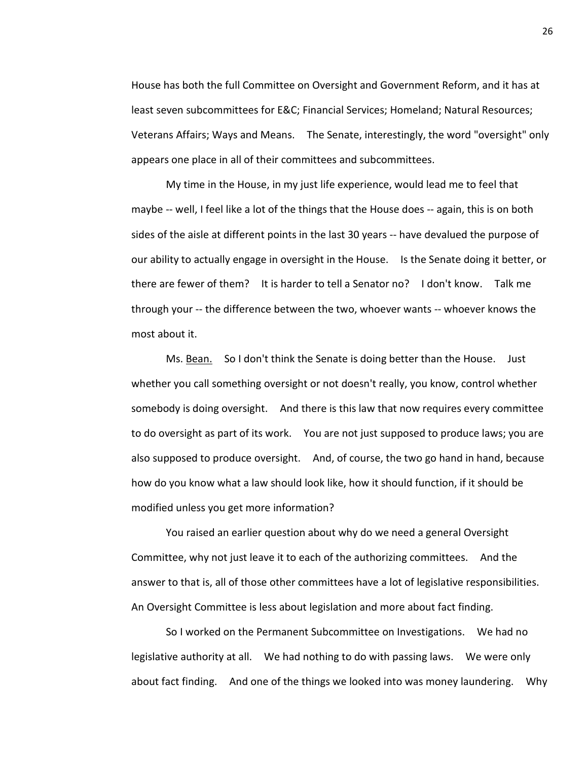House has both the full Committee on Oversight and Government Reform, and it has at least seven subcommittees for E&C; Financial Services; Homeland; Natural Resources; Veterans Affairs; Ways and Means. The Senate, interestingly, the word "oversight" only appears one place in all of their committees and subcommittees.

My time in the House, in my just life experience, would lead me to feel that maybe -- well, I feel like a lot of the things that the House does -- again, this is on both sides of the aisle at different points in the last 30 years -- have devalued the purpose of our ability to actually engage in oversight in the House. Is the Senate doing it better, or there are fewer of them? It is harder to tell a Senator no? I don't know. Talk me through your -- the difference between the two, whoever wants -- whoever knows the most about it.

Ms. Bean. So I don't think the Senate is doing better than the House. Just whether you call something oversight or not doesn't really, you know, control whether somebody is doing oversight. And there is this law that now requires every committee to do oversight as part of its work. You are not just supposed to produce laws; you are also supposed to produce oversight. And, of course, the two go hand in hand, because how do you know what a law should look like, how it should function, if it should be modified unless you get more information?

You raised an earlier question about why do we need a general Oversight Committee, why not just leave it to each of the authorizing committees. And the answer to that is, all of those other committees have a lot of legislative responsibilities. An Oversight Committee is less about legislation and more about fact finding.

So I worked on the Permanent Subcommittee on Investigations. We had no legislative authority at all. We had nothing to do with passing laws. We were only about fact finding. And one of the things we looked into was money laundering. Why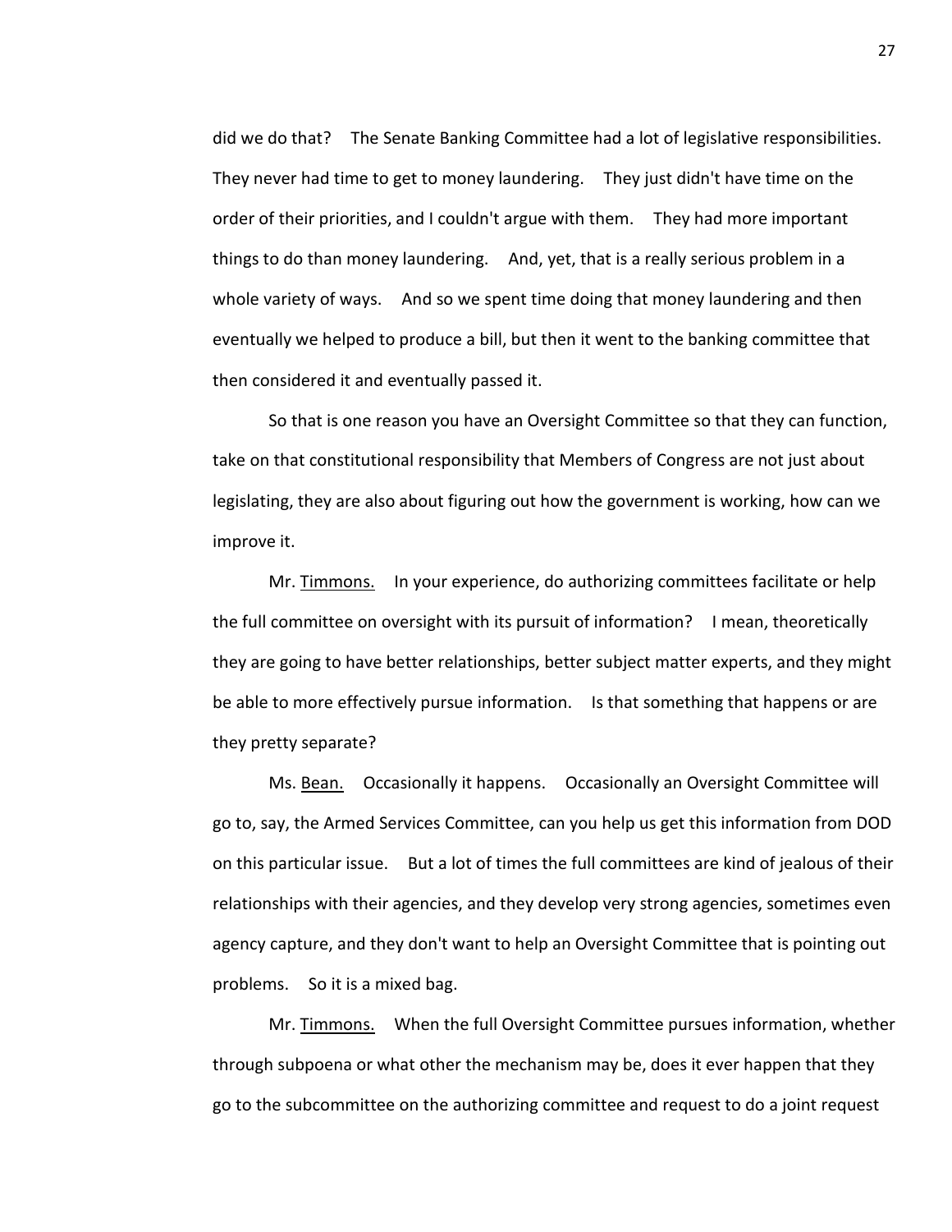did we do that? The Senate Banking Committee had a lot of legislative responsibilities. They never had time to get to money laundering. They just didn't have time on the order of their priorities, and I couldn't argue with them. They had more important things to do than money laundering. And, yet, that is a really serious problem in a whole variety of ways. And so we spent time doing that money laundering and then eventually we helped to produce a bill, but then it went to the banking committee that then considered it and eventually passed it.

So that is one reason you have an Oversight Committee so that they can function, take on that constitutional responsibility that Members of Congress are not just about legislating, they are also about figuring out how the government is working, how can we improve it.

Mr. Timmons. In your experience, do authorizing committees facilitate or help the full committee on oversight with its pursuit of information? I mean, theoretically they are going to have better relationships, better subject matter experts, and they might be able to more effectively pursue information. Is that something that happens or are they pretty separate?

Ms. Bean. Occasionally it happens. Occasionally an Oversight Committee will go to, say, the Armed Services Committee, can you help us get this information from DOD on this particular issue. But a lot of times the full committees are kind of jealous of their relationships with their agencies, and they develop very strong agencies, sometimes even agency capture, and they don't want to help an Oversight Committee that is pointing out problems. So it is a mixed bag.

Mr. Timmons. When the full Oversight Committee pursues information, whether through subpoena or what other the mechanism may be, does it ever happen that they go to the subcommittee on the authorizing committee and request to do a joint request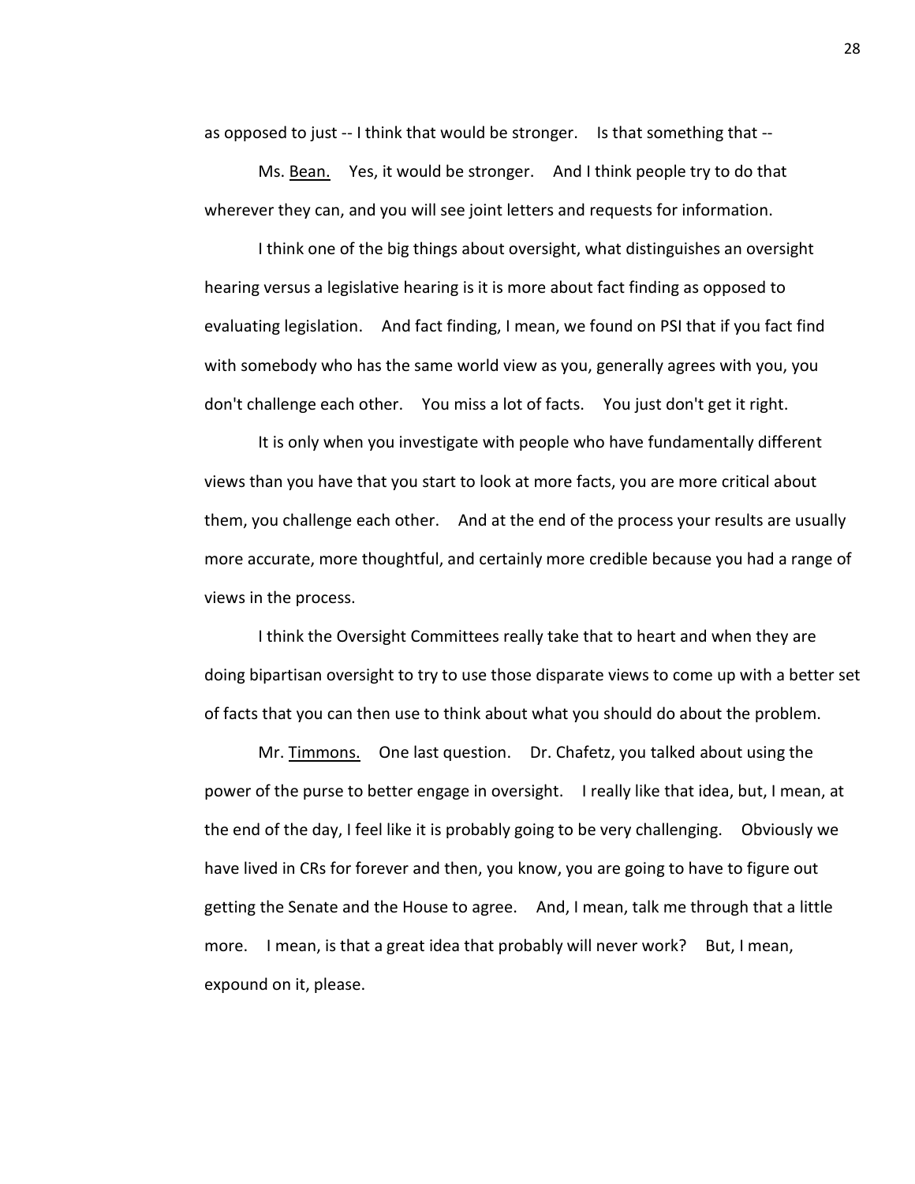as opposed to just -- I think that would be stronger. Is that something that --

Ms. Bean. Yes, it would be stronger. And I think people try to do that wherever they can, and you will see joint letters and requests for information.

I think one of the big things about oversight, what distinguishes an oversight hearing versus a legislative hearing is it is more about fact finding as opposed to evaluating legislation. And fact finding, I mean, we found on PSI that if you fact find with somebody who has the same world view as you, generally agrees with you, you don't challenge each other. You miss a lot of facts. You just don't get it right.

It is only when you investigate with people who have fundamentally different views than you have that you start to look at more facts, you are more critical about them, you challenge each other. And at the end of the process your results are usually more accurate, more thoughtful, and certainly more credible because you had a range of views in the process.

I think the Oversight Committees really take that to heart and when they are doing bipartisan oversight to try to use those disparate views to come up with a better set of facts that you can then use to think about what you should do about the problem.

Mr. Timmons. One last question. Dr. Chafetz, you talked about using the power of the purse to better engage in oversight. I really like that idea, but, I mean, at the end of the day, I feel like it is probably going to be very challenging. Obviously we have lived in CRs for forever and then, you know, you are going to have to figure out getting the Senate and the House to agree. And, I mean, talk me through that a little more. I mean, is that a great idea that probably will never work? But, I mean, expound on it, please.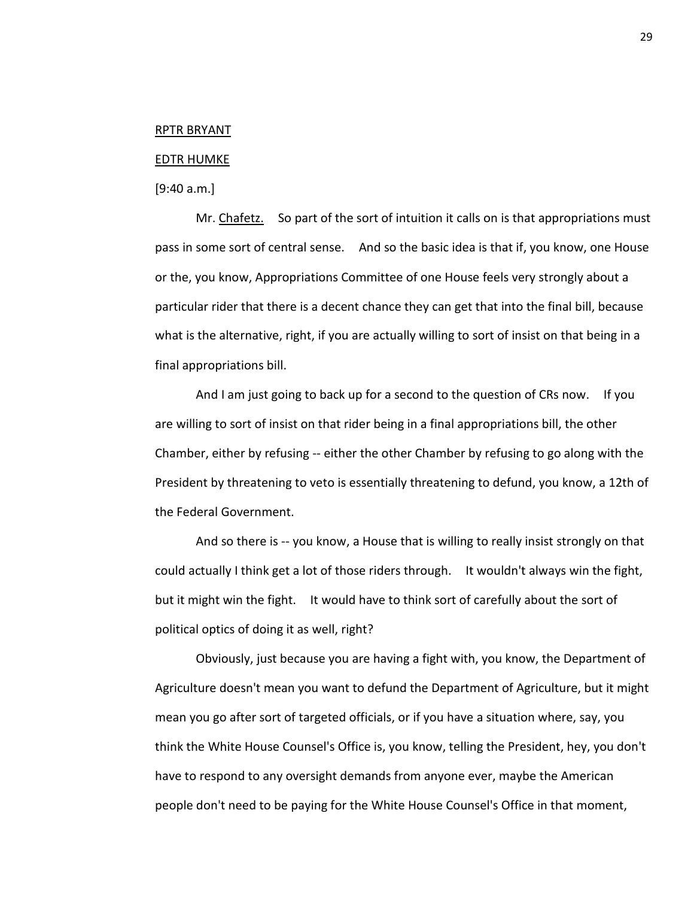RPTR BRYANT

EDTR HUMKE

[9:40 a.m.]

Mr. Chafetz. So part of the sort of intuition it calls on is that appropriations must pass in some sort of central sense. And so the basic idea is that if, you know, one House or the, you know, Appropriations Committee of one House feels very strongly about a particular rider that there is a decent chance they can get that into the final bill, because what is the alternative, right, if you are actually willing to sort of insist on that being in a final appropriations bill.

And I am just going to back up for a second to the question of CRs now. If you are willing to sort of insist on that rider being in a final appropriations bill, the other Chamber, either by refusing -- either the other Chamber by refusing to go along with the President by threatening to veto is essentially threatening to defund, you know, a 12th of the Federal Government.

And so there is -- you know, a House that is willing to really insist strongly on that could actually I think get a lot of those riders through. It wouldn't always win the fight, but it might win the fight. It would have to think sort of carefully about the sort of political optics of doing it as well, right?

Obviously, just because you are having a fight with, you know, the Department of Agriculture doesn't mean you want to defund the Department of Agriculture, but it might mean you go after sort of targeted officials, or if you have a situation where, say, you think the White House Counsel's Office is, you know, telling the President, hey, you don't have to respond to any oversight demands from anyone ever, maybe the American people don't need to be paying for the White House Counsel's Office in that moment,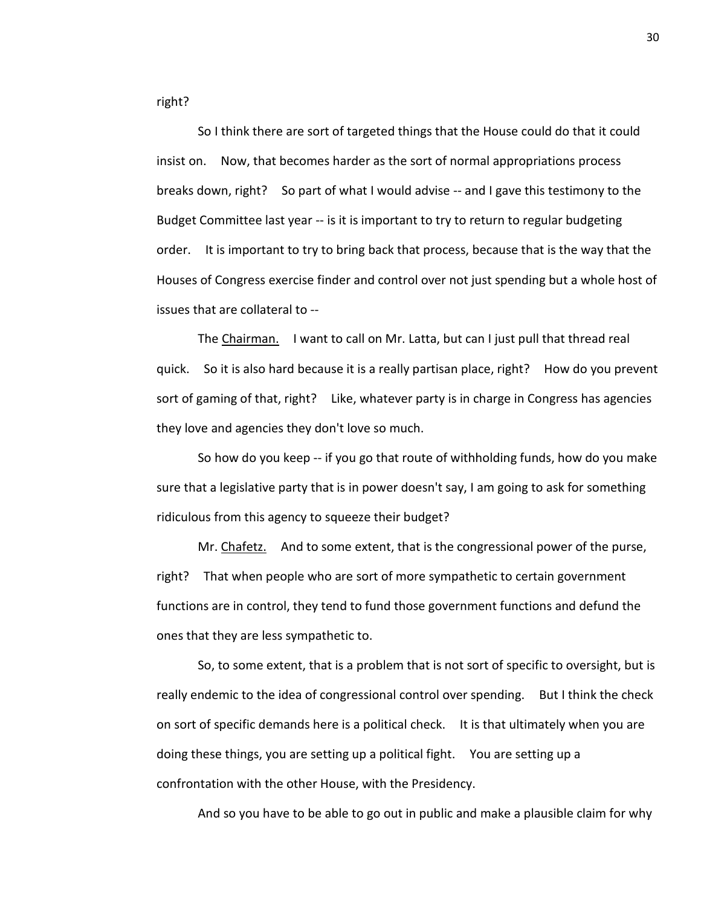right?

So I think there are sort of targeted things that the House could do that it could insist on. Now, that becomes harder as the sort of normal appropriations process breaks down, right? So part of what I would advise -- and I gave this testimony to the Budget Committee last year -- is it is important to try to return to regular budgeting order. It is important to try to bring back that process, because that is the way that the Houses of Congress exercise finder and control over not just spending but a whole host of issues that are collateral to --

The Chairman. I want to call on Mr. Latta, but can I just pull that thread real quick. So it is also hard because it is a really partisan place, right? How do you prevent sort of gaming of that, right? Like, whatever party is in charge in Congress has agencies they love and agencies they don't love so much.

So how do you keep -- if you go that route of withholding funds, how do you make sure that a legislative party that is in power doesn't say, I am going to ask for something ridiculous from this agency to squeeze their budget?

Mr. Chafetz. And to some extent, that is the congressional power of the purse, right? That when people who are sort of more sympathetic to certain government functions are in control, they tend to fund those government functions and defund the ones that they are less sympathetic to.

So, to some extent, that is a problem that is not sort of specific to oversight, but is really endemic to the idea of congressional control over spending. But I think the check on sort of specific demands here is a political check. It is that ultimately when you are doing these things, you are setting up a political fight. You are setting up a confrontation with the other House, with the Presidency.

And so you have to be able to go out in public and make a plausible claim for why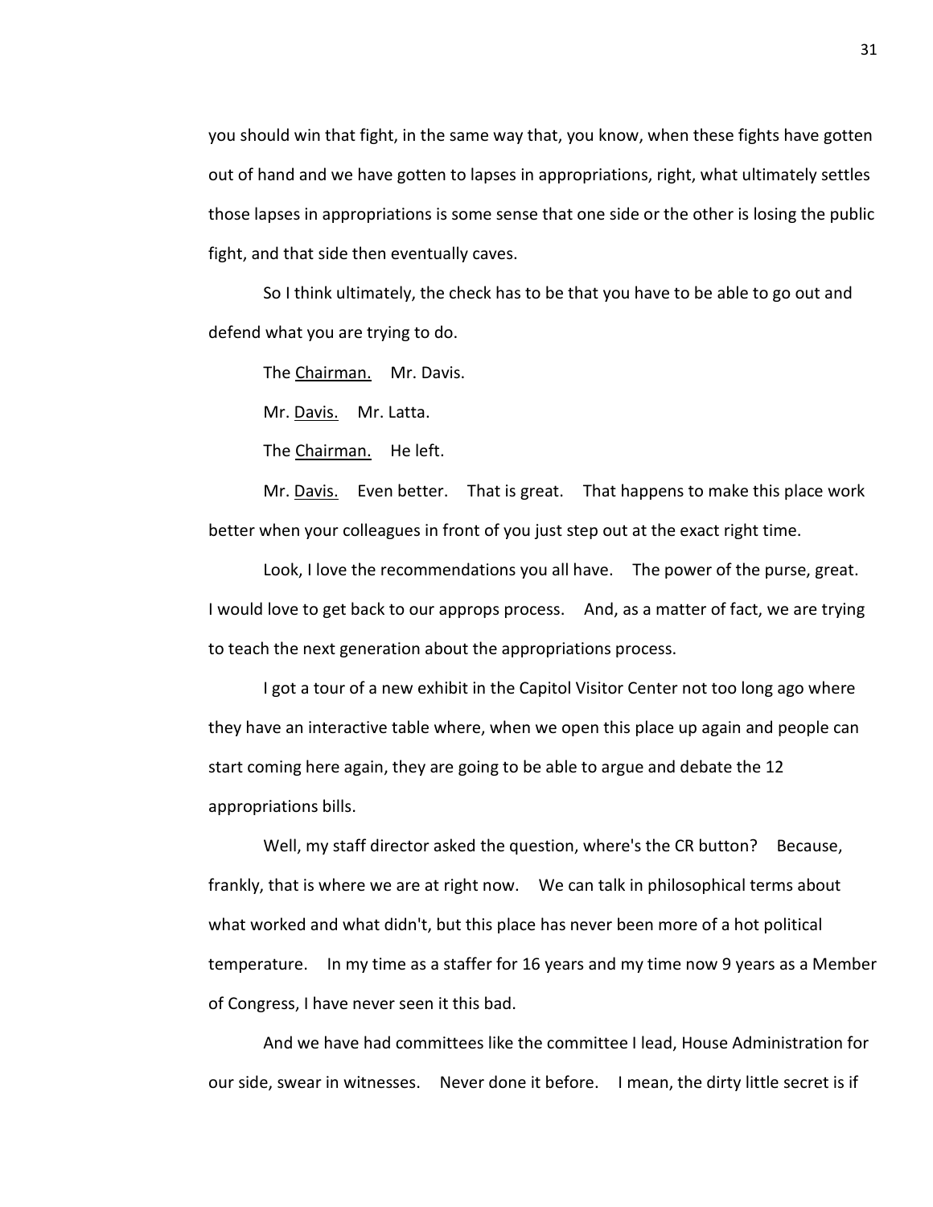you should win that fight, in the same way that, you know, when these fights have gotten out of hand and we have gotten to lapses in appropriations, right, what ultimately settles those lapses in appropriations is some sense that one side or the other is losing the public fight, and that side then eventually caves.

So I think ultimately, the check has to be that you have to be able to go out and defend what you are trying to do.

The Chairman. Mr. Davis.

Mr. Davis. Mr. Latta.

The Chairman. He left.

Mr. Davis. Even better. That is great. That happens to make this place work better when your colleagues in front of you just step out at the exact right time.

Look, I love the recommendations you all have. The power of the purse, great. I would love to get back to our approps process. And, as a matter of fact, we are trying to teach the next generation about the appropriations process.

I got a tour of a new exhibit in the Capitol Visitor Center not too long ago where they have an interactive table where, when we open this place up again and people can start coming here again, they are going to be able to argue and debate the 12 appropriations bills.

Well, my staff director asked the question, where's the CR button? Because, frankly, that is where we are at right now. We can talk in philosophical terms about what worked and what didn't, but this place has never been more of a hot political temperature. In my time as a staffer for 16 years and my time now 9 years as a Member of Congress, I have never seen it this bad.

And we have had committees like the committee I lead, House Administration for our side, swear in witnesses. Never done it before. I mean, the dirty little secret is if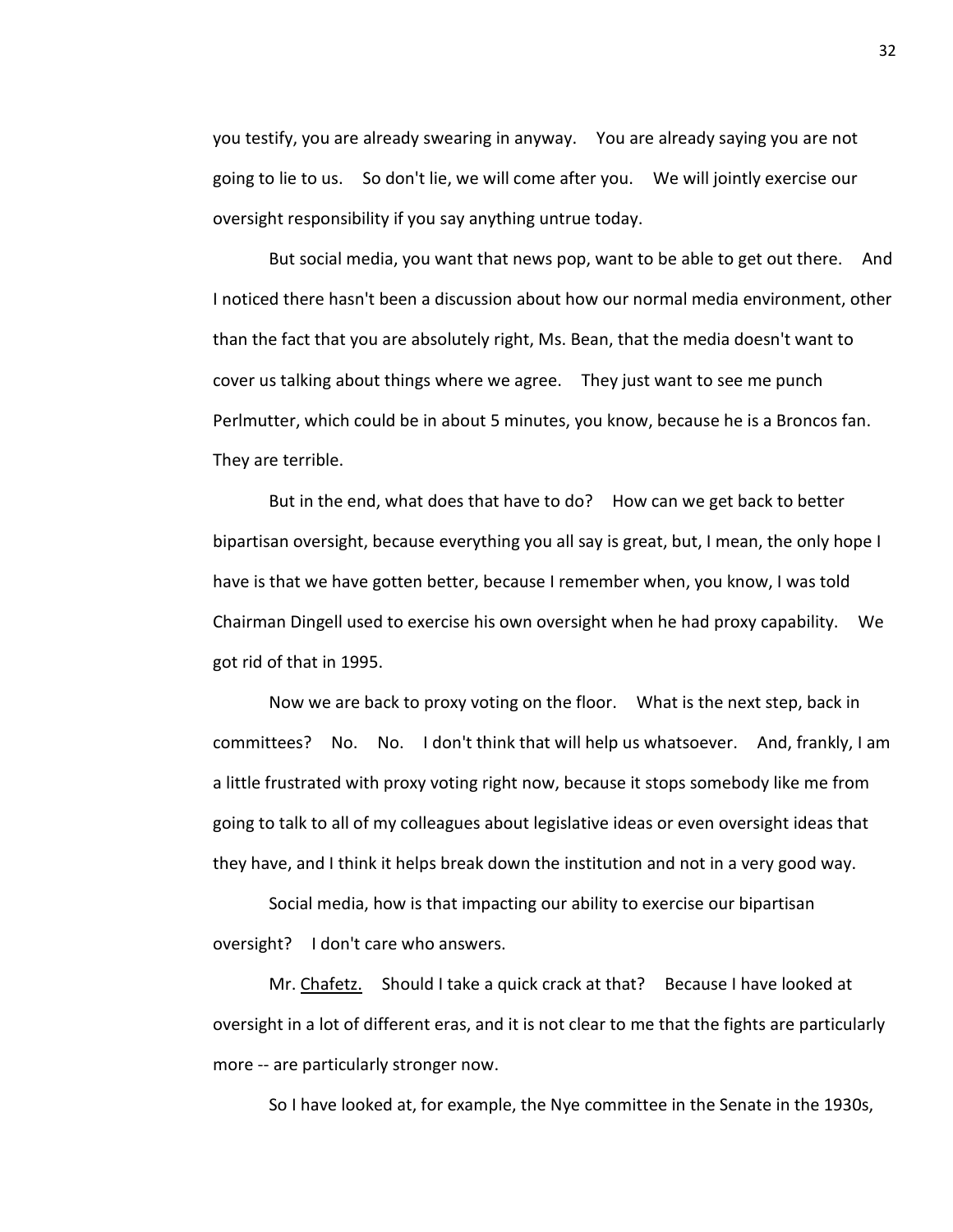you testify, you are already swearing in anyway. You are already saying you are not going to lie to us. So don't lie, we will come after you. We will jointly exercise our oversight responsibility if you say anything untrue today.

But social media, you want that news pop, want to be able to get out there. And I noticed there hasn't been a discussion about how our normal media environment, other than the fact that you are absolutely right, Ms. Bean, that the media doesn't want to cover us talking about things where we agree. They just want to see me punch Perlmutter, which could be in about 5 minutes, you know, because he is a Broncos fan. They are terrible.

But in the end, what does that have to do? How can we get back to better bipartisan oversight, because everything you all say is great, but, I mean, the only hope I have is that we have gotten better, because I remember when, you know, I was told Chairman Dingell used to exercise his own oversight when he had proxy capability. We got rid of that in 1995.

Now we are back to proxy voting on the floor. What is the next step, back in committees? No. No. I don't think that will help us whatsoever. And, frankly, I am a little frustrated with proxy voting right now, because it stops somebody like me from going to talk to all of my colleagues about legislative ideas or even oversight ideas that they have, and I think it helps break down the institution and not in a very good way.

Social media, how is that impacting our ability to exercise our bipartisan oversight? I don't care who answers.

Mr. Chafetz. Should I take a quick crack at that? Because I have looked at oversight in a lot of different eras, and it is not clear to me that the fights are particularly more -- are particularly stronger now.

So I have looked at, for example, the Nye committee in the Senate in the 1930s,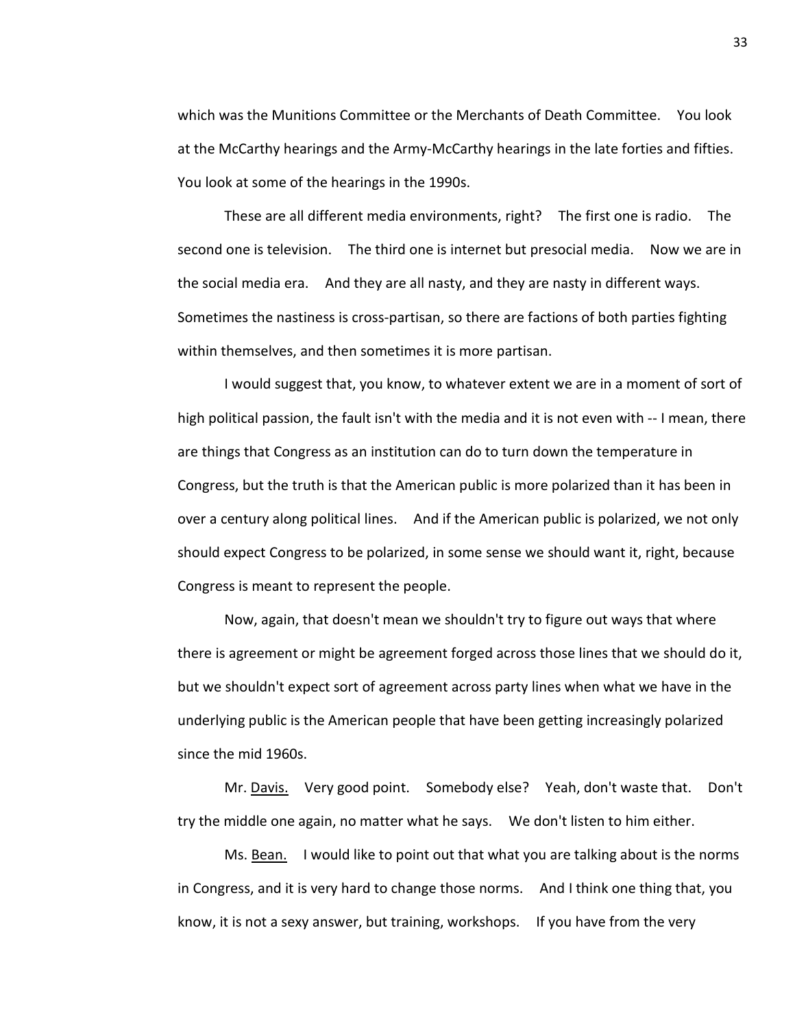which was the Munitions Committee or the Merchants of Death Committee. You look at the McCarthy hearings and the Army-McCarthy hearings in the late forties and fifties. You look at some of the hearings in the 1990s.

These are all different media environments, right? The first one is radio. The second one is television. The third one is internet but presocial media. Now we are in the social media era. And they are all nasty, and they are nasty in different ways. Sometimes the nastiness is cross-partisan, so there are factions of both parties fighting within themselves, and then sometimes it is more partisan.

I would suggest that, you know, to whatever extent we are in a moment of sort of high political passion, the fault isn't with the media and it is not even with -- I mean, there are things that Congress as an institution can do to turn down the temperature in Congress, but the truth is that the American public is more polarized than it has been in over a century along political lines. And if the American public is polarized, we not only should expect Congress to be polarized, in some sense we should want it, right, because Congress is meant to represent the people.

Now, again, that doesn't mean we shouldn't try to figure out ways that where there is agreement or might be agreement forged across those lines that we should do it, but we shouldn't expect sort of agreement across party lines when what we have in the underlying public is the American people that have been getting increasingly polarized since the mid 1960s.

Mr. Davis. Very good point. Somebody else? Yeah, don't waste that. Don't try the middle one again, no matter what he says. We don't listen to him either.

Ms. Bean. I would like to point out that what you are talking about is the norms in Congress, and it is very hard to change those norms. And I think one thing that, you know, it is not a sexy answer, but training, workshops. If you have from the very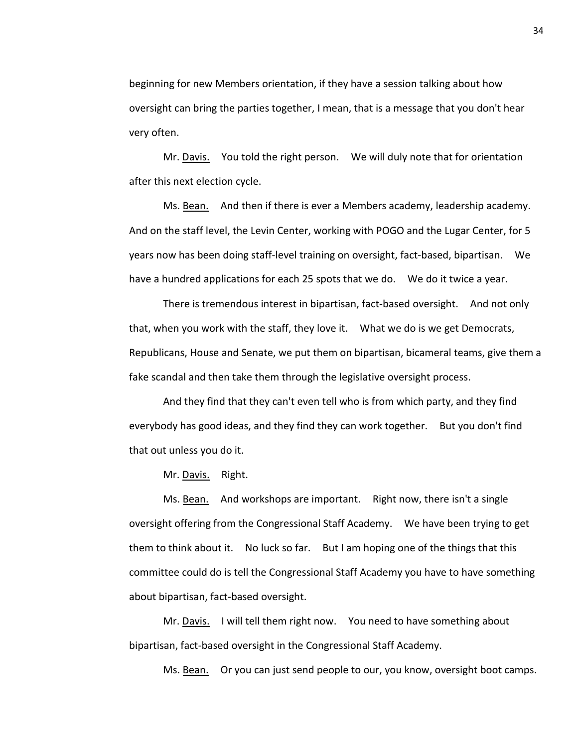beginning for new Members orientation, if they have a session talking about how oversight can bring the parties together, I mean, that is a message that you don't hear very often.

Mr. Davis. You told the right person. We will duly note that for orientation after this next election cycle.

Ms. Bean. And then if there is ever a Members academy, leadership academy. And on the staff level, the Levin Center, working with POGO and the Lugar Center, for 5 years now has been doing staff-level training on oversight, fact-based, bipartisan. We have a hundred applications for each 25 spots that we do. We do it twice a year.

There is tremendous interest in bipartisan, fact-based oversight. And not only that, when you work with the staff, they love it. What we do is we get Democrats, Republicans, House and Senate, we put them on bipartisan, bicameral teams, give them a fake scandal and then take them through the legislative oversight process.

And they find that they can't even tell who is from which party, and they find everybody has good ideas, and they find they can work together. But you don't find that out unless you do it.

Mr. Davis. Right.

Ms. Bean. And workshops are important. Right now, there isn't a single oversight offering from the Congressional Staff Academy. We have been trying to get them to think about it. No luck so far. But I am hoping one of the things that this committee could do is tell the Congressional Staff Academy you have to have something about bipartisan, fact-based oversight.

Mr. Davis. I will tell them right now. You need to have something about bipartisan, fact-based oversight in the Congressional Staff Academy.

Ms. Bean. Or you can just send people to our, you know, oversight boot camps.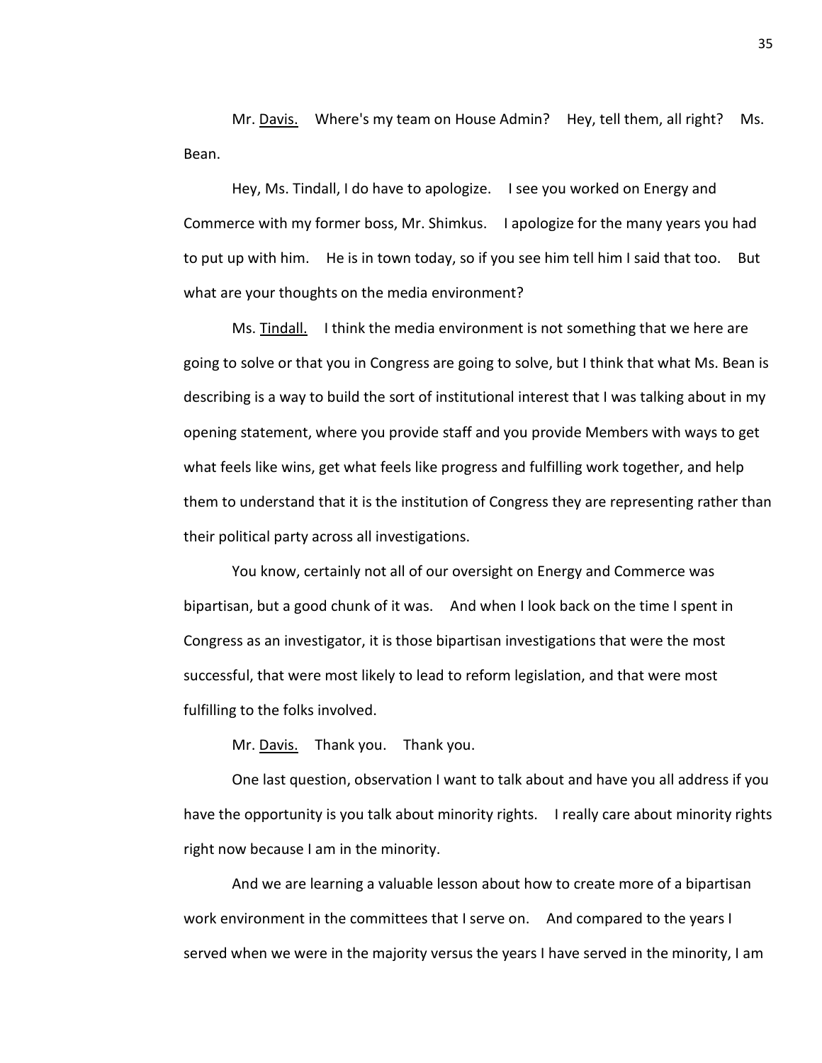Mr. Davis. Where's my team on House Admin? Hey, tell them, all right? Ms. Bean.

Hey, Ms. Tindall, I do have to apologize. I see you worked on Energy and Commerce with my former boss, Mr. Shimkus. I apologize for the many years you had to put up with him. He is in town today, so if you see him tell him I said that too. But what are your thoughts on the media environment?

Ms. Tindall. I think the media environment is not something that we here are going to solve or that you in Congress are going to solve, but I think that what Ms. Bean is describing is a way to build the sort of institutional interest that I was talking about in my opening statement, where you provide staff and you provide Members with ways to get what feels like wins, get what feels like progress and fulfilling work together, and help them to understand that it is the institution of Congress they are representing rather than their political party across all investigations.

You know, certainly not all of our oversight on Energy and Commerce was bipartisan, but a good chunk of it was. And when I look back on the time I spent in Congress as an investigator, it is those bipartisan investigations that were the most successful, that were most likely to lead to reform legislation, and that were most fulfilling to the folks involved.

Mr. Davis. Thank you. Thank you.

One last question, observation I want to talk about and have you all address if you have the opportunity is you talk about minority rights. I really care about minority rights right now because I am in the minority.

And we are learning a valuable lesson about how to create more of a bipartisan work environment in the committees that I serve on. And compared to the years I served when we were in the majority versus the years I have served in the minority, I am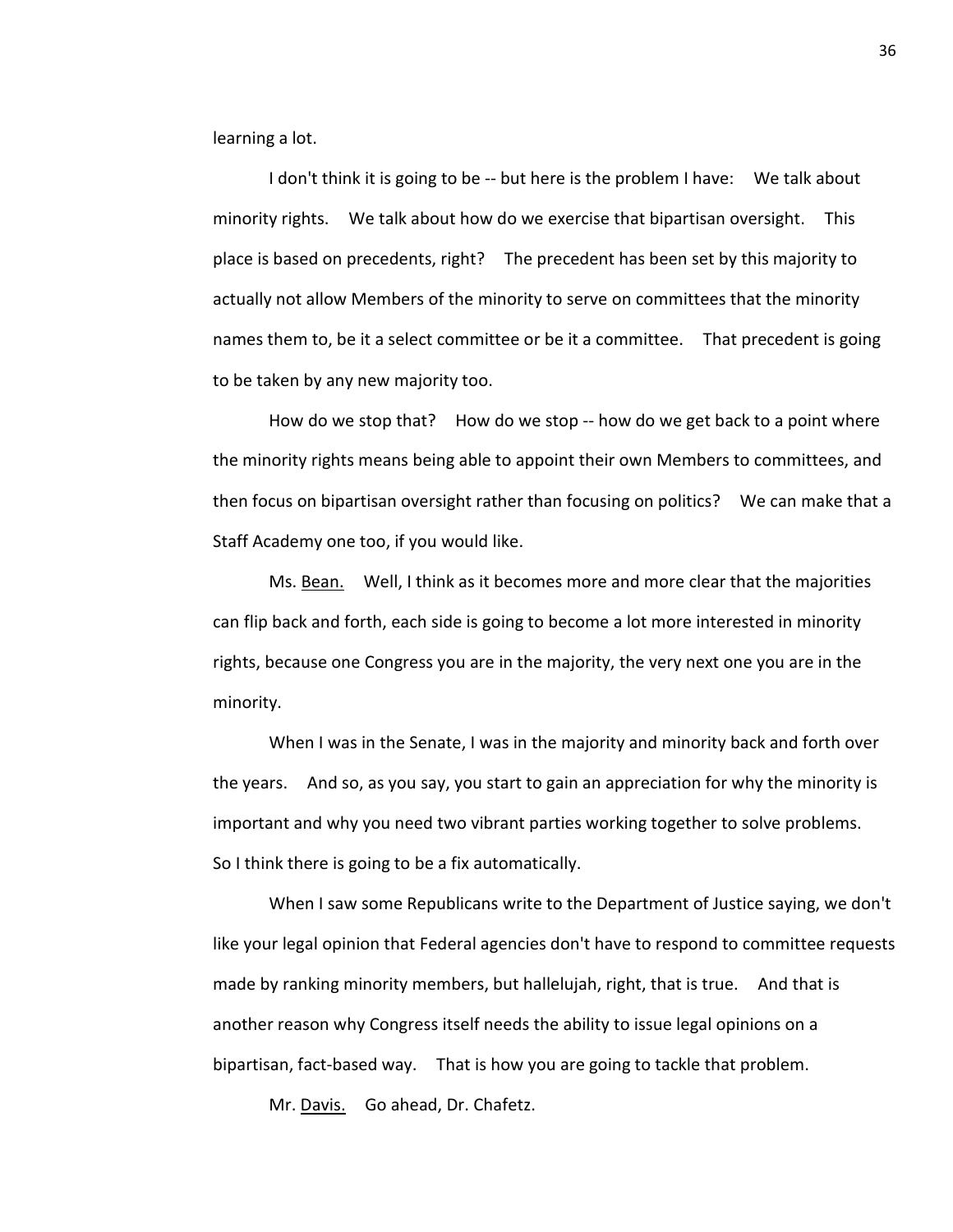learning a lot.

I don't think it is going to be -- but here is the problem I have: We talk about minority rights. We talk about how do we exercise that bipartisan oversight. This place is based on precedents, right? The precedent has been set by this majority to actually not allow Members of the minority to serve on committees that the minority names them to, be it a select committee or be it a committee. That precedent is going to be taken by any new majority too.

How do we stop that? How do we stop -- how do we get back to a point where the minority rights means being able to appoint their own Members to committees, and then focus on bipartisan oversight rather than focusing on politics? We can make that a Staff Academy one too, if you would like.

Ms. Bean. Well, I think as it becomes more and more clear that the majorities can flip back and forth, each side is going to become a lot more interested in minority rights, because one Congress you are in the majority, the very next one you are in the minority.

When I was in the Senate, I was in the majority and minority back and forth over the years. And so, as you say, you start to gain an appreciation for why the minority is important and why you need two vibrant parties working together to solve problems. So I think there is going to be a fix automatically.

When I saw some Republicans write to the Department of Justice saying, we don't like your legal opinion that Federal agencies don't have to respond to committee requests made by ranking minority members, but hallelujah, right, that is true. And that is another reason why Congress itself needs the ability to issue legal opinions on a bipartisan, fact-based way. That is how you are going to tackle that problem.

Mr. Davis. Go ahead, Dr. Chafetz.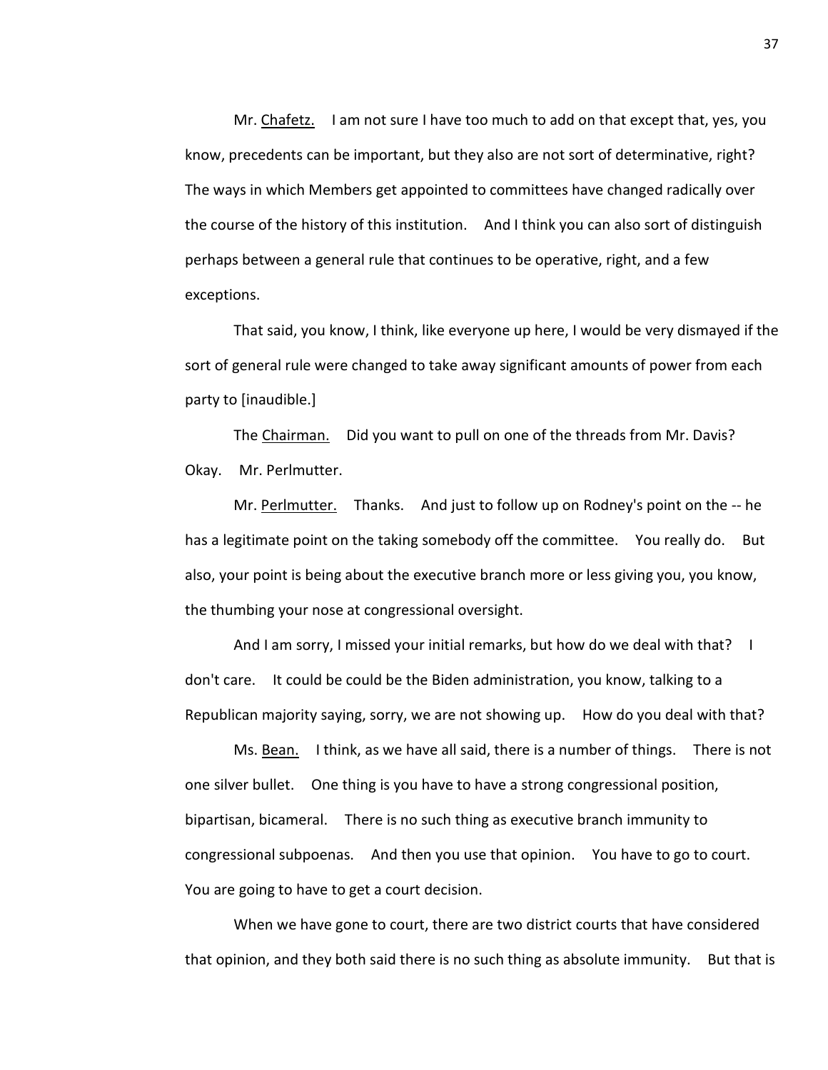Mr. Chafetz. I am not sure I have too much to add on that except that, yes, you know, precedents can be important, but they also are not sort of determinative, right? The ways in which Members get appointed to committees have changed radically over the course of the history of this institution. And I think you can also sort of distinguish perhaps between a general rule that continues to be operative, right, and a few exceptions.

That said, you know, I think, like everyone up here, I would be very dismayed if the sort of general rule were changed to take away significant amounts of power from each party to [inaudible.]

The Chairman. Did you want to pull on one of the threads from Mr. Davis? Okay. Mr. Perlmutter.

Mr. Perlmutter. Thanks. And just to follow up on Rodney's point on the -- he has a legitimate point on the taking somebody off the committee. You really do. But also, your point is being about the executive branch more or less giving you, you know, the thumbing your nose at congressional oversight.

And I am sorry, I missed your initial remarks, but how do we deal with that? I don't care. It could be could be the Biden administration, you know, talking to a Republican majority saying, sorry, we are not showing up. How do you deal with that?

Ms. Bean. I think, as we have all said, there is a number of things. There is not one silver bullet. One thing is you have to have a strong congressional position, bipartisan, bicameral. There is no such thing as executive branch immunity to congressional subpoenas. And then you use that opinion. You have to go to court. You are going to have to get a court decision.

When we have gone to court, there are two district courts that have considered that opinion, and they both said there is no such thing as absolute immunity. But that is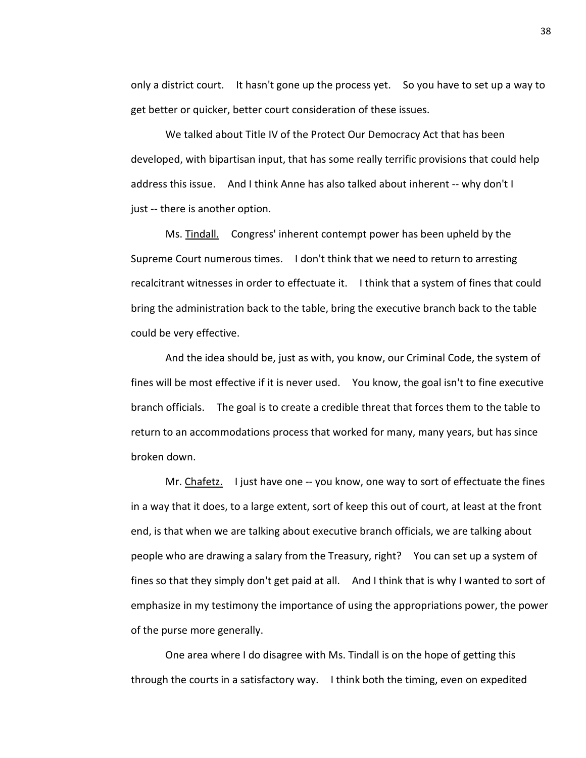only a district court. It hasn't gone up the process yet. So you have to set up a way to get better or quicker, better court consideration of these issues.

We talked about Title IV of the Protect Our Democracy Act that has been developed, with bipartisan input, that has some really terrific provisions that could help address this issue. And I think Anne has also talked about inherent -- why don't I just -- there is another option.

Ms. Tindall. Congress' inherent contempt power has been upheld by the Supreme Court numerous times. I don't think that we need to return to arresting recalcitrant witnesses in order to effectuate it. I think that a system of fines that could bring the administration back to the table, bring the executive branch back to the table could be very effective.

And the idea should be, just as with, you know, our Criminal Code, the system of fines will be most effective if it is never used. You know, the goal isn't to fine executive branch officials. The goal is to create a credible threat that forces them to the table to return to an accommodations process that worked for many, many years, but has since broken down.

Mr. Chafetz. I just have one -- you know, one way to sort of effectuate the fines in a way that it does, to a large extent, sort of keep this out of court, at least at the front end, is that when we are talking about executive branch officials, we are talking about people who are drawing a salary from the Treasury, right? You can set up a system of fines so that they simply don't get paid at all. And I think that is why I wanted to sort of emphasize in my testimony the importance of using the appropriations power, the power of the purse more generally.

One area where I do disagree with Ms. Tindall is on the hope of getting this through the courts in a satisfactory way. I think both the timing, even on expedited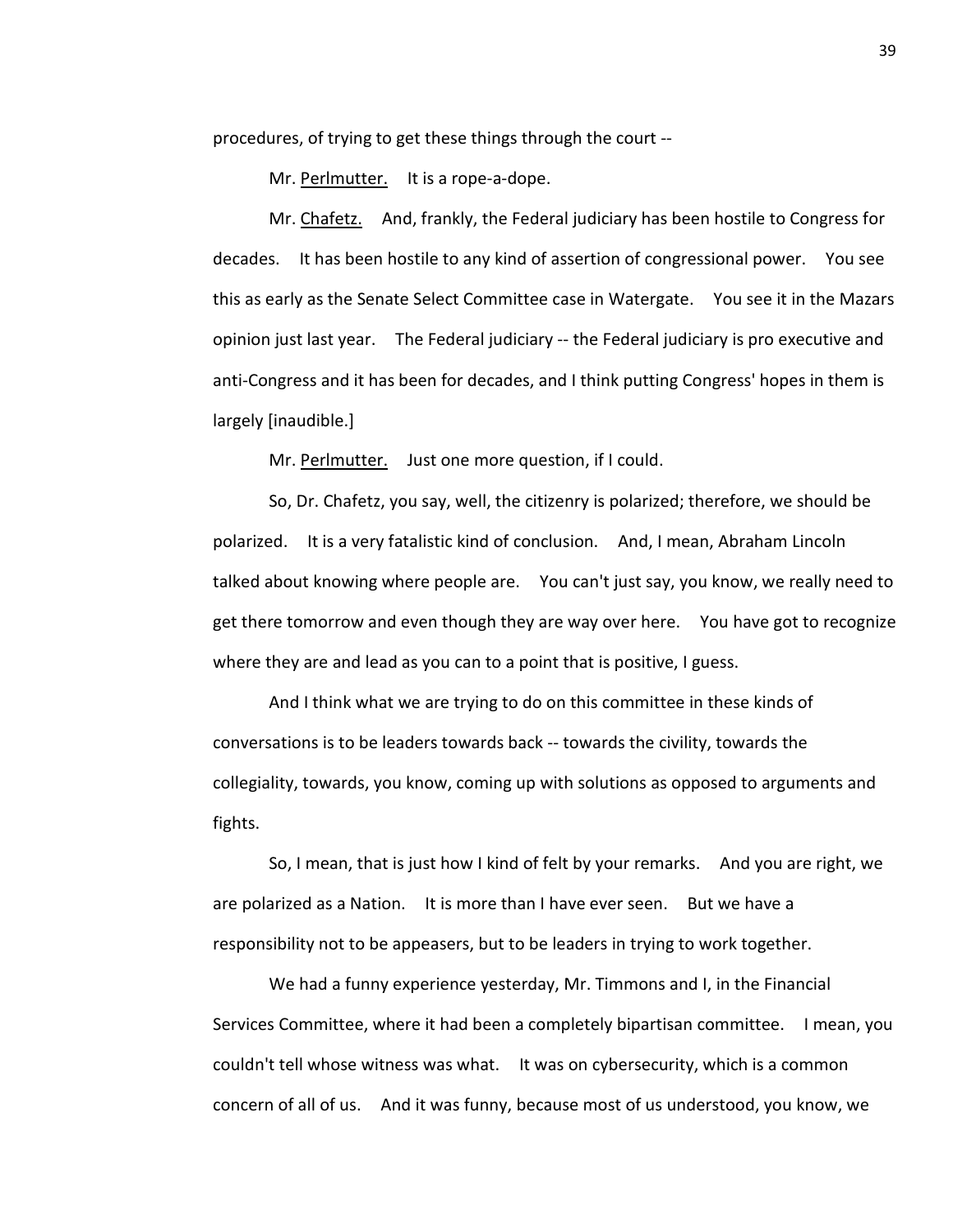procedures, of trying to get these things through the court --

Mr. Perlmutter. It is a rope-a-dope.

Mr. Chafetz. And, frankly, the Federal judiciary has been hostile to Congress for decades. It has been hostile to any kind of assertion of congressional power. You see this as early as the Senate Select Committee case in Watergate. You see it in the Mazars opinion just last year. The Federal judiciary -- the Federal judiciary is pro executive and anti-Congress and it has been for decades, and I think putting Congress' hopes in them is largely [inaudible.]

Mr. Perlmutter. Just one more question, if I could.

So, Dr. Chafetz, you say, well, the citizenry is polarized; therefore, we should be polarized. It is a very fatalistic kind of conclusion. And, I mean, Abraham Lincoln talked about knowing where people are. You can't just say, you know, we really need to get there tomorrow and even though they are way over here. You have got to recognize where they are and lead as you can to a point that is positive, I guess.

And I think what we are trying to do on this committee in these kinds of conversations is to be leaders towards back -- towards the civility, towards the collegiality, towards, you know, coming up with solutions as opposed to arguments and fights.

So, I mean, that is just how I kind of felt by your remarks. And you are right, we are polarized as a Nation. It is more than I have ever seen. But we have a responsibility not to be appeasers, but to be leaders in trying to work together.

We had a funny experience yesterday, Mr. Timmons and I, in the Financial Services Committee, where it had been a completely bipartisan committee. I mean, you couldn't tell whose witness was what. It was on cybersecurity, which is a common concern of all of us. And it was funny, because most of us understood, you know, we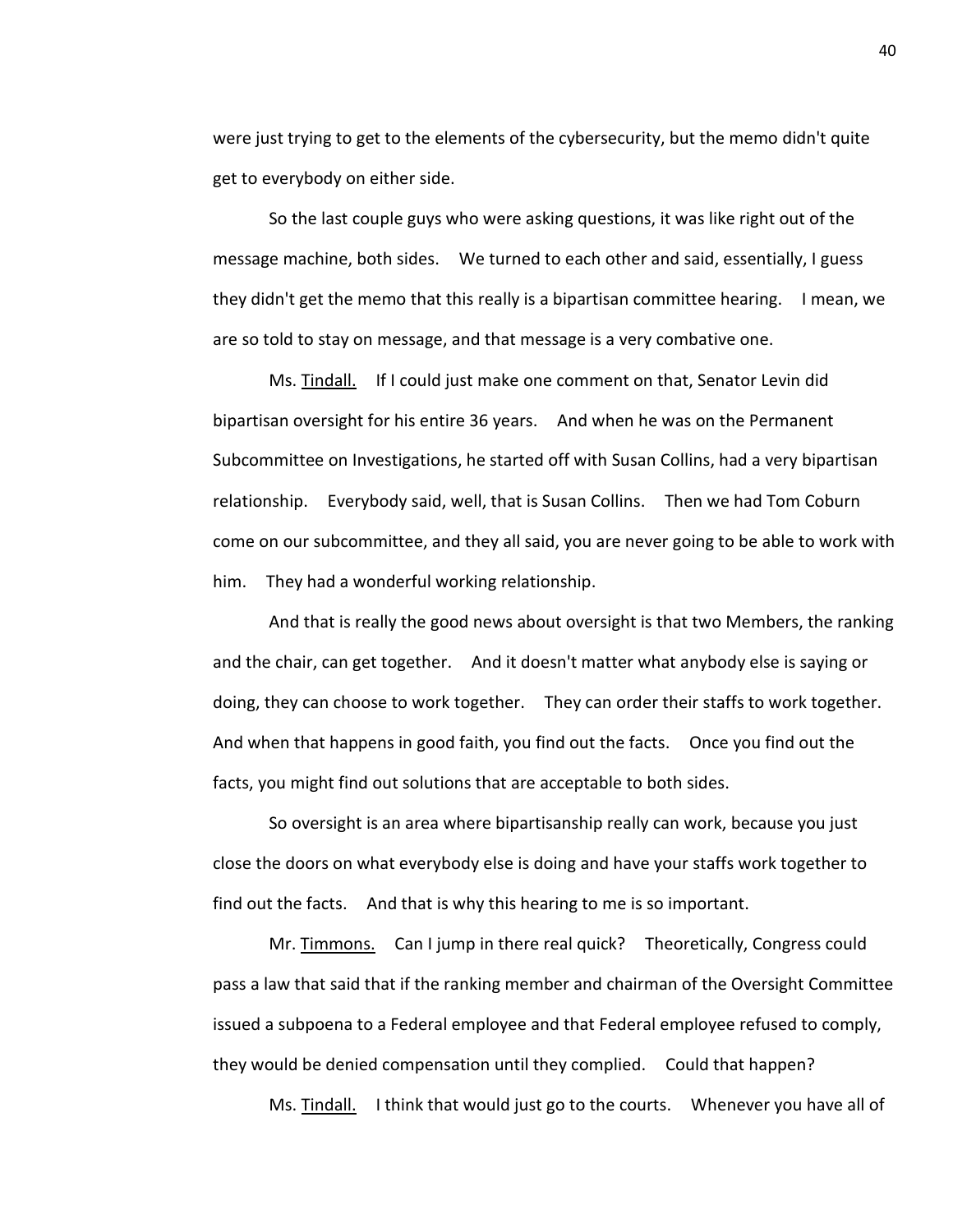were just trying to get to the elements of the cybersecurity, but the memo didn't quite get to everybody on either side.

So the last couple guys who were asking questions, it was like right out of the message machine, both sides. We turned to each other and said, essentially, I guess they didn't get the memo that this really is a bipartisan committee hearing. I mean, we are so told to stay on message, and that message is a very combative one.

Ms. Tindall. If I could just make one comment on that, Senator Levin did bipartisan oversight for his entire 36 years. And when he was on the Permanent Subcommittee on Investigations, he started off with Susan Collins, had a very bipartisan relationship. Everybody said, well, that is Susan Collins. Then we had Tom Coburn come on our subcommittee, and they all said, you are never going to be able to work with him. They had a wonderful working relationship.

And that is really the good news about oversight is that two Members, the ranking and the chair, can get together. And it doesn't matter what anybody else is saying or doing, they can choose to work together. They can order their staffs to work together. And when that happens in good faith, you find out the facts. Once you find out the facts, you might find out solutions that are acceptable to both sides.

So oversight is an area where bipartisanship really can work, because you just close the doors on what everybody else is doing and have your staffs work together to find out the facts. And that is why this hearing to me is so important.

Mr. Timmons. Can I jump in there real quick? Theoretically, Congress could pass a law that said that if the ranking member and chairman of the Oversight Committee issued a subpoena to a Federal employee and that Federal employee refused to comply, they would be denied compensation until they complied. Could that happen?

Ms. Tindall. I think that would just go to the courts. Whenever you have all of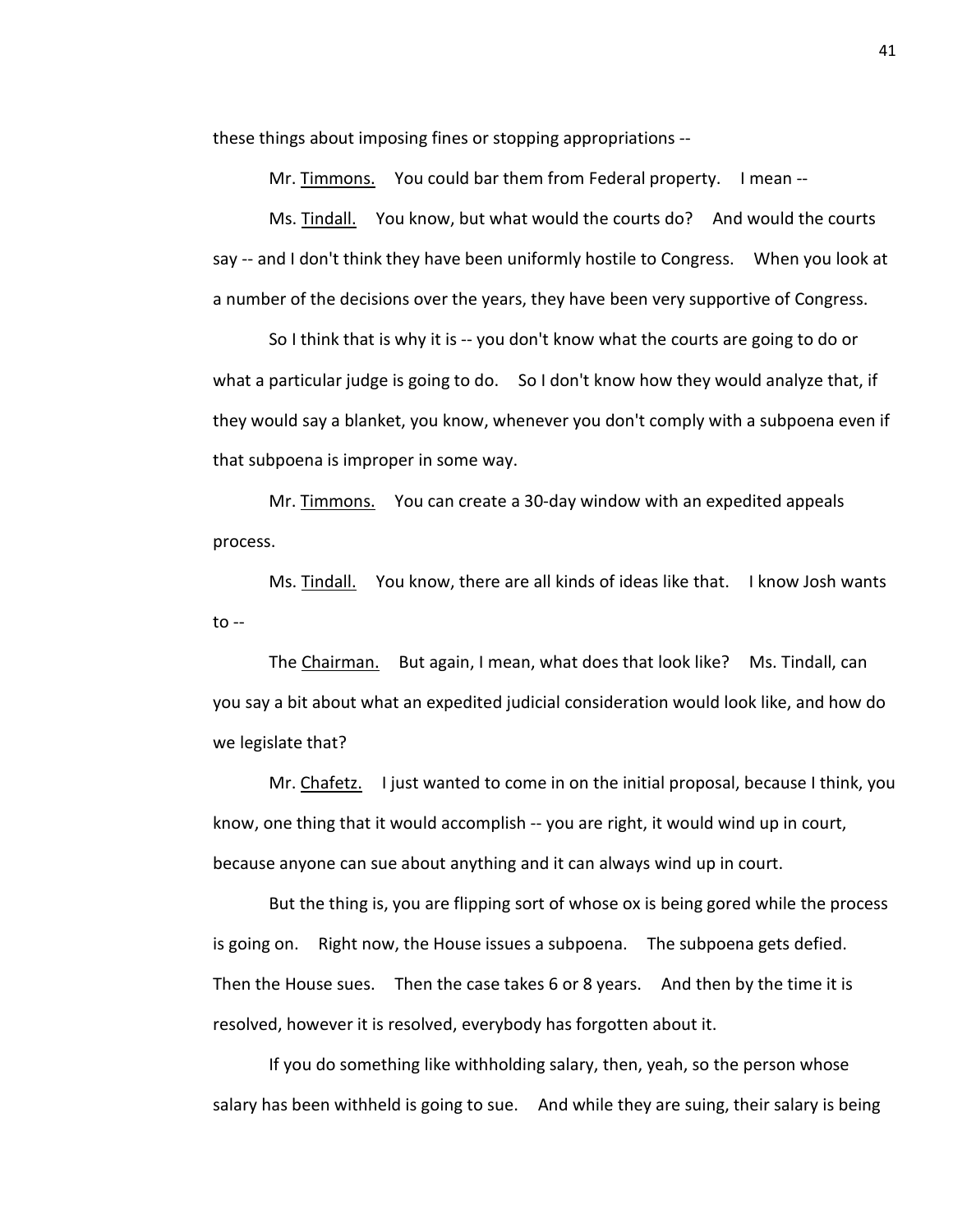these things about imposing fines or stopping appropriations --

Mr. Timmons. You could bar them from Federal property. I mean --

Ms. Tindall. You know, but what would the courts do? And would the courts say -- and I don't think they have been uniformly hostile to Congress. When you look at a number of the decisions over the years, they have been very supportive of Congress.

So I think that is why it is -- you don't know what the courts are going to do or what a particular judge is going to do. So I don't know how they would analyze that, if they would say a blanket, you know, whenever you don't comply with a subpoena even if that subpoena is improper in some way.

Mr. Timmons. You can create a 30-day window with an expedited appeals process.

Ms. Tindall. You know, there are all kinds of ideas like that. I know Josh wants to --

The Chairman. But again, I mean, what does that look like? Ms. Tindall, can you say a bit about what an expedited judicial consideration would look like, and how do we legislate that?

Mr. Chafetz. I just wanted to come in on the initial proposal, because I think, you know, one thing that it would accomplish -- you are right, it would wind up in court, because anyone can sue about anything and it can always wind up in court.

But the thing is, you are flipping sort of whose ox is being gored while the process is going on. Right now, the House issues a subpoena. The subpoena gets defied. Then the House sues. Then the case takes 6 or 8 years. And then by the time it is resolved, however it is resolved, everybody has forgotten about it.

If you do something like withholding salary, then, yeah, so the person whose salary has been withheld is going to sue. And while they are suing, their salary is being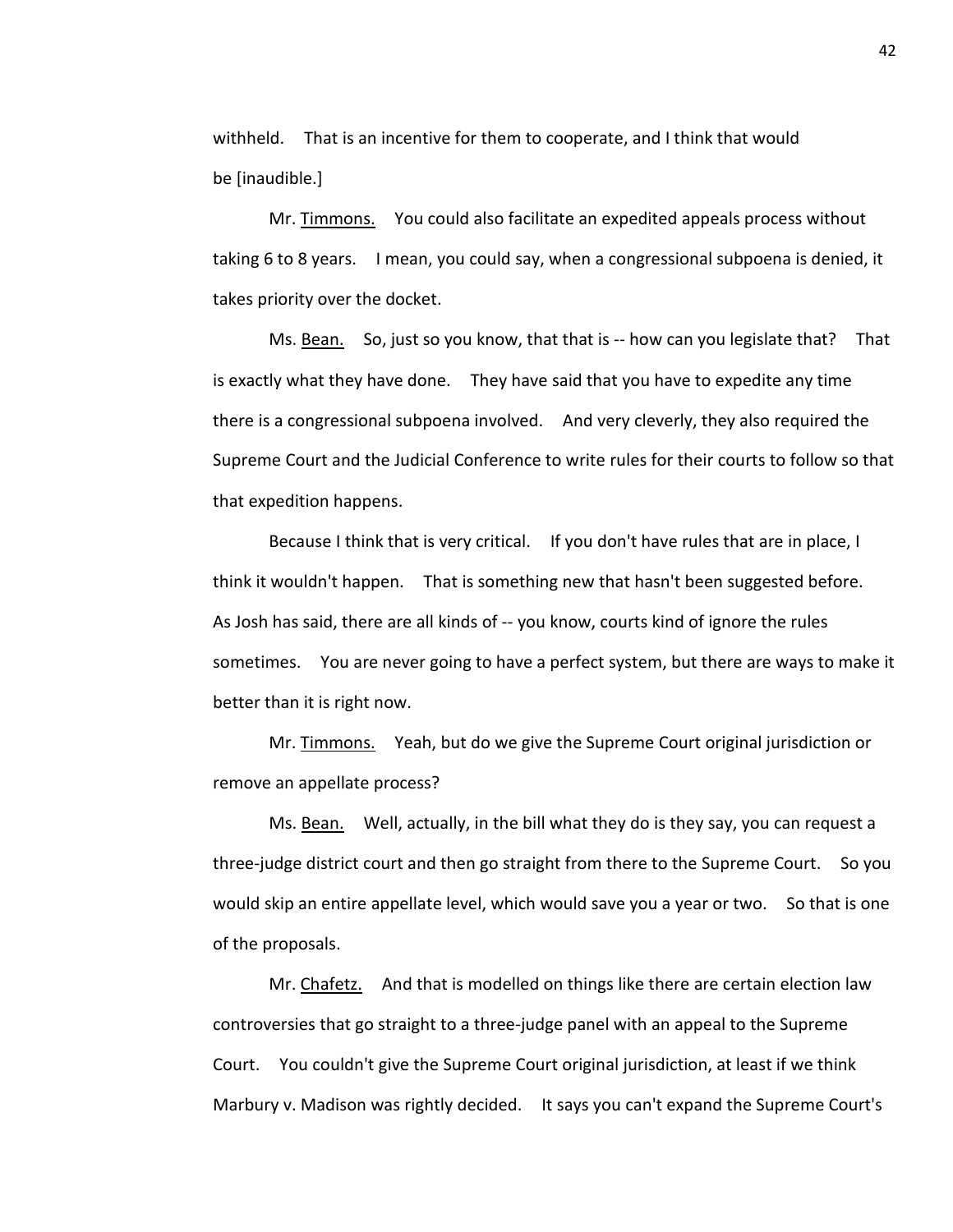withheld. That is an incentive for them to cooperate, and I think that would be [inaudible.]

Mr. Timmons. You could also facilitate an expedited appeals process without taking 6 to 8 years. I mean, you could say, when a congressional subpoena is denied, it takes priority over the docket.

Ms. Bean. So, just so you know, that that is -- how can you legislate that? That is exactly what they have done. They have said that you have to expedite any time there is a congressional subpoena involved. And very cleverly, they also required the Supreme Court and the Judicial Conference to write rules for their courts to follow so that that expedition happens.

Because I think that is very critical. If you don't have rules that are in place, I think it wouldn't happen. That is something new that hasn't been suggested before. As Josh has said, there are all kinds of -- you know, courts kind of ignore the rules sometimes. You are never going to have a perfect system, but there are ways to make it better than it is right now.

Mr. Timmons. Yeah, but do we give the Supreme Court original jurisdiction or remove an appellate process?

Ms. Bean. Well, actually, in the bill what they do is they say, you can request a three-judge district court and then go straight from there to the Supreme Court. So you would skip an entire appellate level, which would save you a year or two. So that is one of the proposals.

Mr. Chafetz. And that is modelled on things like there are certain election law controversies that go straight to a three-judge panel with an appeal to the Supreme Court. You couldn't give the Supreme Court original jurisdiction, at least if we think Marbury v. Madison was rightly decided. It says you can't expand the Supreme Court's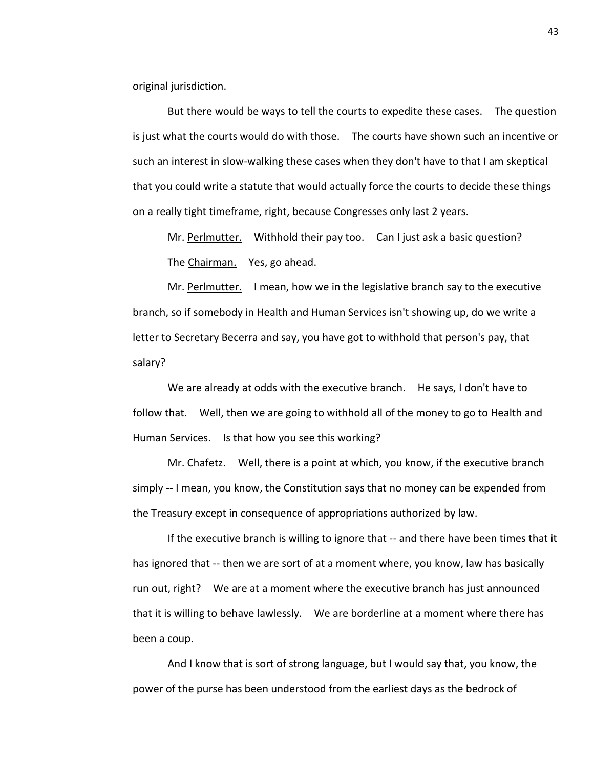original jurisdiction.

But there would be ways to tell the courts to expedite these cases. The question is just what the courts would do with those. The courts have shown such an incentive or such an interest in slow-walking these cases when they don't have to that I am skeptical that you could write a statute that would actually force the courts to decide these things on a really tight timeframe, right, because Congresses only last 2 years.

Mr. Perlmutter. Withhold their pay too. Can I just ask a basic question?

The Chairman. Yes, go ahead.

Mr. Perlmutter. I mean, how we in the legislative branch say to the executive branch, so if somebody in Health and Human Services isn't showing up, do we write a letter to Secretary Becerra and say, you have got to withhold that person's pay, that salary?

We are already at odds with the executive branch. He says, I don't have to follow that. Well, then we are going to withhold all of the money to go to Health and Human Services. Is that how you see this working?

Mr. Chafetz. Well, there is a point at which, you know, if the executive branch simply -- I mean, you know, the Constitution says that no money can be expended from the Treasury except in consequence of appropriations authorized by law.

If the executive branch is willing to ignore that -- and there have been times that it has ignored that -- then we are sort of at a moment where, you know, law has basically run out, right? We are at a moment where the executive branch has just announced that it is willing to behave lawlessly. We are borderline at a moment where there has been a coup.

And I know that is sort of strong language, but I would say that, you know, the power of the purse has been understood from the earliest days as the bedrock of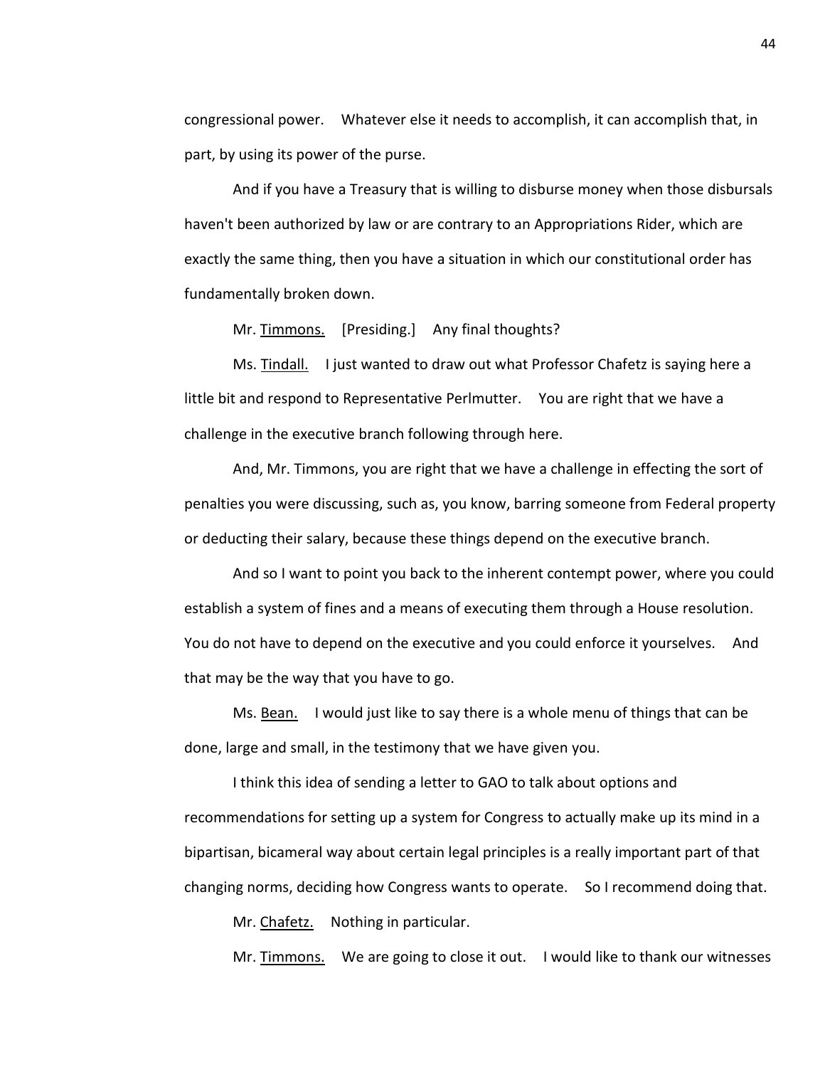congressional power. Whatever else it needs to accomplish, it can accomplish that, in part, by using its power of the purse.

And if you have a Treasury that is willing to disburse money when those disbursals haven't been authorized by law or are contrary to an Appropriations Rider, which are exactly the same thing, then you have a situation in which our constitutional order has fundamentally broken down.

Mr. Timmons. [Presiding.] Any final thoughts?

Ms. Tindall. I just wanted to draw out what Professor Chafetz is saying here a little bit and respond to Representative Perlmutter. You are right that we have a challenge in the executive branch following through here.

And, Mr. Timmons, you are right that we have a challenge in effecting the sort of penalties you were discussing, such as, you know, barring someone from Federal property or deducting their salary, because these things depend on the executive branch.

And so I want to point you back to the inherent contempt power, where you could establish a system of fines and a means of executing them through a House resolution. You do not have to depend on the executive and you could enforce it yourselves. And that may be the way that you have to go.

Ms. Bean. I would just like to say there is a whole menu of things that can be done, large and small, in the testimony that we have given you.

I think this idea of sending a letter to GAO to talk about options and recommendations for setting up a system for Congress to actually make up its mind in a bipartisan, bicameral way about certain legal principles is a really important part of that changing norms, deciding how Congress wants to operate. So I recommend doing that.

Mr. Chafetz. Nothing in particular.

Mr. Timmons. We are going to close it out. I would like to thank our witnesses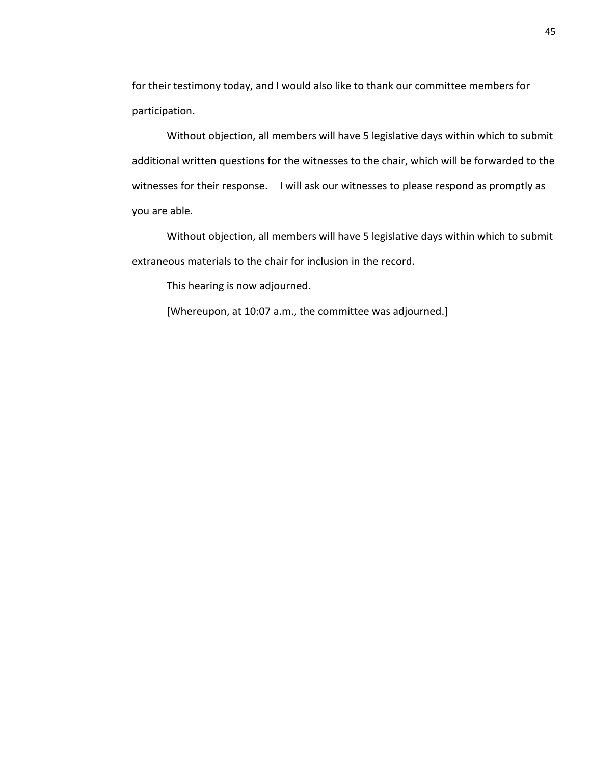for their testimony today, and I would also like to thank our committee members for participation.

Without objection, all members will have 5 legislative days within which to submit additional written questions for the witnesses to the chair, which will be forwarded to the witnesses for their response. I will ask our witnesses to please respond as promptly as you are able.

Without objection, all members will have 5 legislative days within which to submit extraneous materials to the chair for inclusion in the record.

This hearing is now adjourned.

[Whereupon, at 10:07 a.m., the committee was adjourned.]